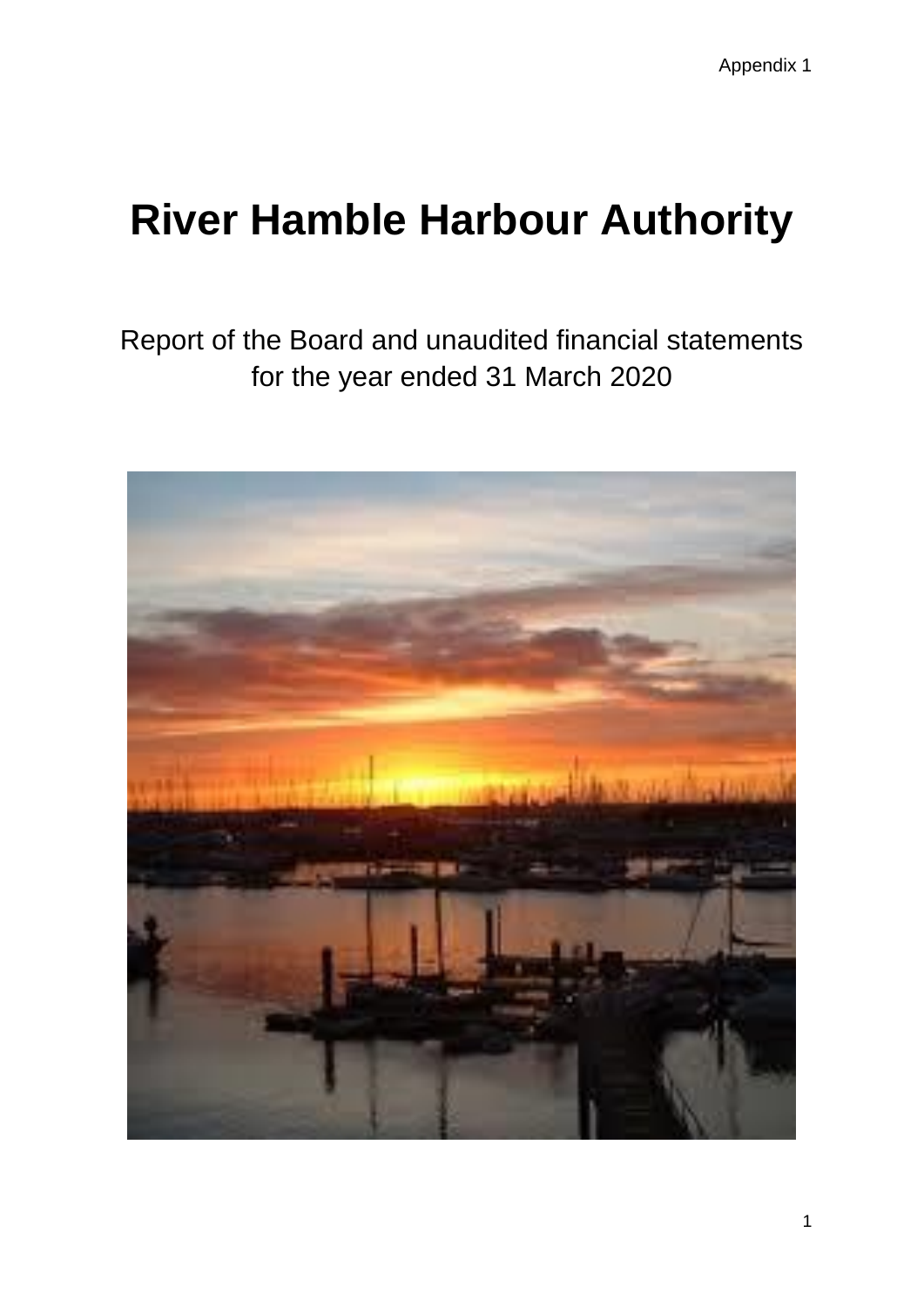Appendix 1

# River Hamble Harbour Authority

Report of the Board and unaudited financial statements for the year ended 31 March 2020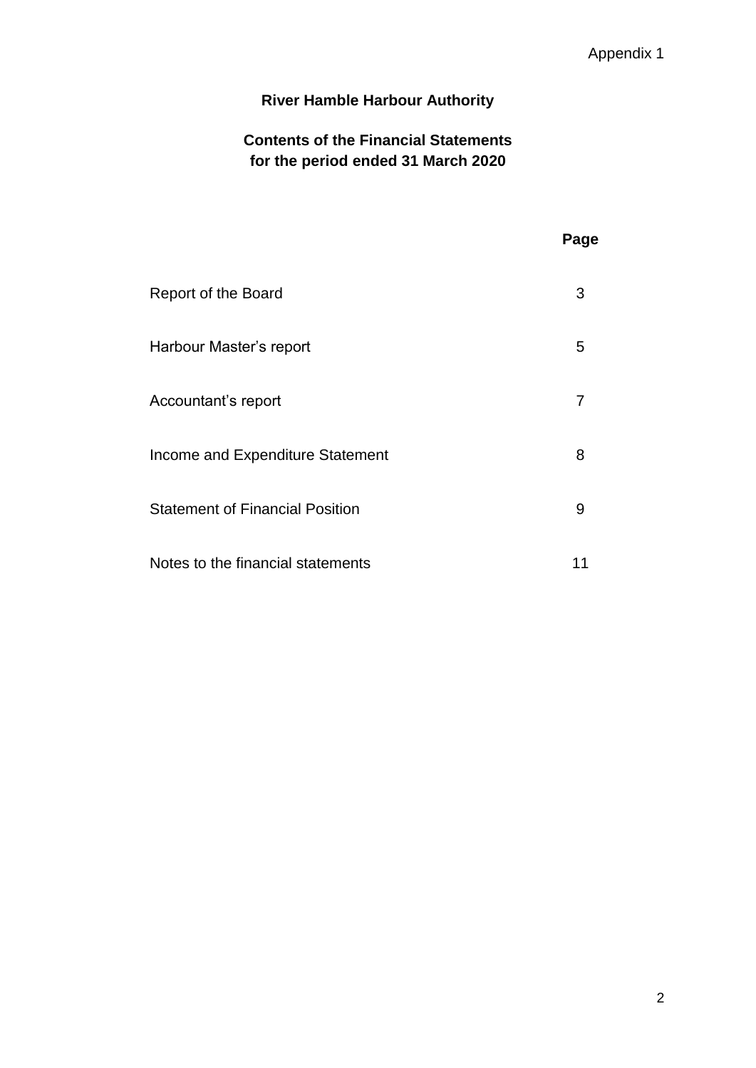Appendix 1

# River Hamble Harbour Authority

## Contents of the Financial Statements for the period ended 31 March 2020

| | Page |
|---|---|
| Report of the Board | 3 |
| Harbour Master's report | 5 |
| Accountant's report | 7 |
| Income and Expenditure Statement | 8 |
| Statement of Financial Position | 9 |
| Notes to the financial statements | 11 |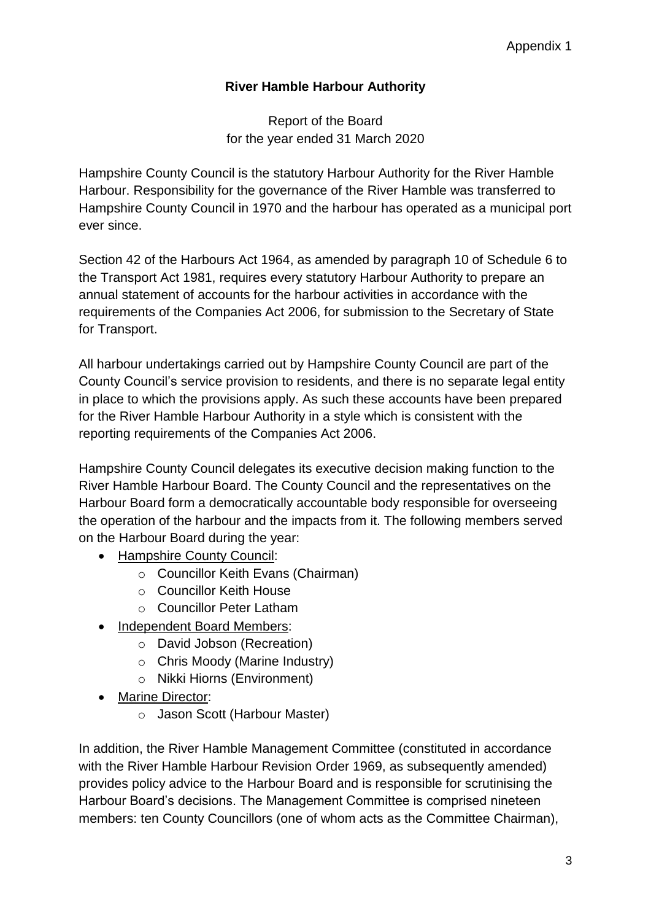Appendix 1

**River Hamble Harbour Authority**

Report of the Board
for the year ended 31 March 2020

Hampshire County Council is the statutory Harbour Authority for the River Hamble Harbour. Responsibility for the governance of the River Hamble was transferred to Hampshire County Council in 1970 and the harbour has operated as a municipal port ever since.

Section 42 of the Harbours Act 1964, as amended by paragraph 10 of Schedule 6 to the Transport Act 1981, requires every statutory Harbour Authority to prepare an annual statement of accounts for the harbour activities in accordance with the requirements of the Companies Act 2006, for submission to the Secretary of State for Transport.

All harbour undertakings carried out by Hampshire County Council are part of the County Council's service provision to residents, and there is no separate legal entity in place to which the provisions apply. As such these accounts have been prepared for the River Hamble Harbour Authority in a style which is consistent with the reporting requirements of the Companies Act 2006.

Hampshire County Council delegates its executive decision making function to the River Hamble Harbour Board. The County Council and the representatives on the Harbour Board form a democratically accountable body responsible for overseeing the operation of the harbour and the impacts from it. The following members served on the Harbour Board during the year:

- Hampshire County Council:
    - Councillor Keith Evans (Chairman)
    - Councillor Keith House
    - Councillor Peter Latham
- Independent Board Members:
    - David Jobson (Recreation)
    - Chris Moody (Marine Industry)
    - Nikki Hiorns (Environment)
- Marine Director:
    - Jason Scott (Harbour Master)

In addition, the River Hamble Management Committee (constituted in accordance with the River Hamble Harbour Revision Order 1969, as subsequently amended) provides policy advice to the Harbour Board and is responsible for scrutinising the Harbour Board's decisions. The Management Committee is comprised nineteen members: ten County Councillors (one of whom acts as the Committee Chairman),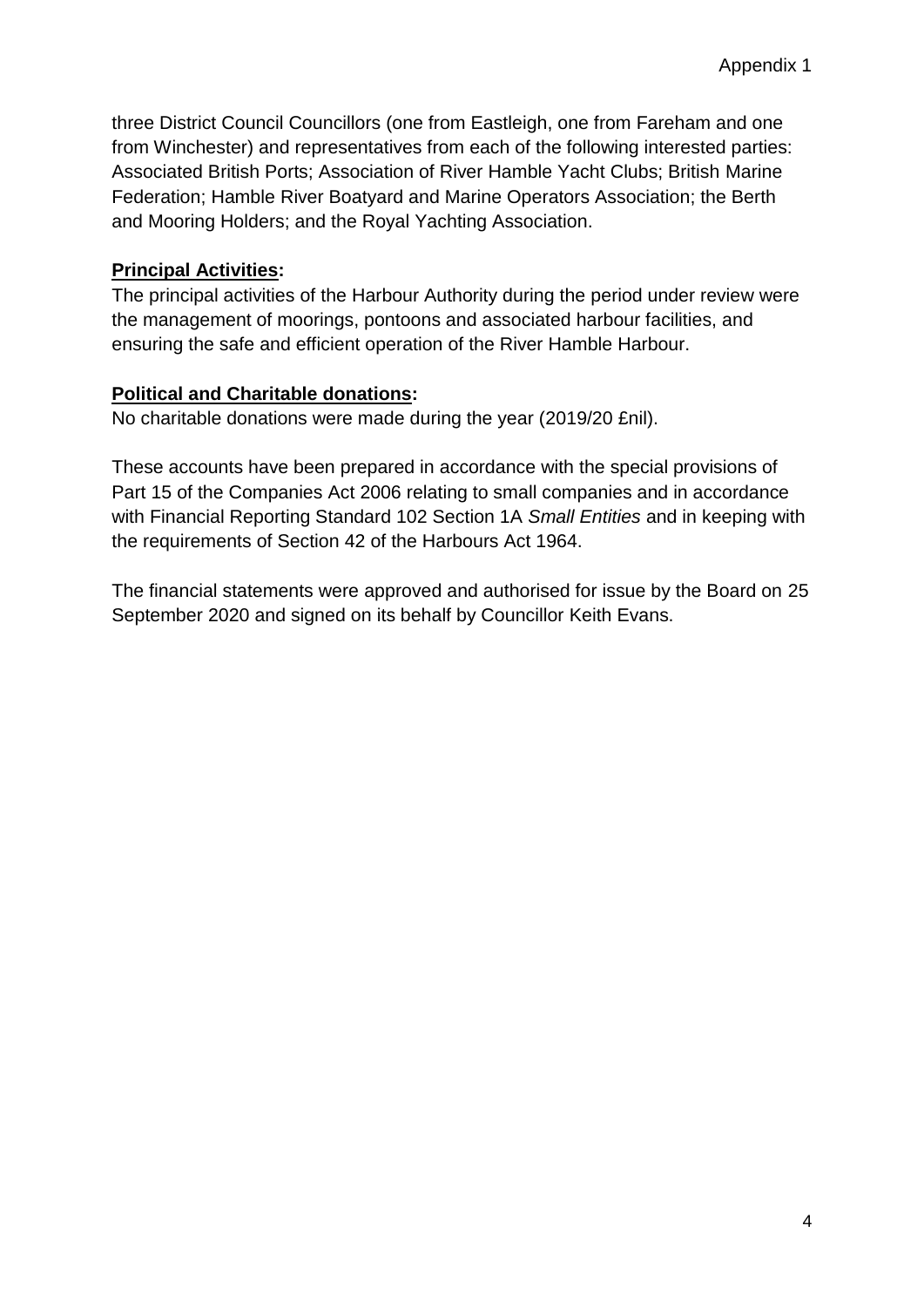three District Council Councillors (one from Eastleigh, one from Fareham and one from Winchester) and representatives from each of the following interested parties: Associated British Ports; Association of River Hamble Yacht Clubs; British Marine Federation; Hamble River Boatyard and Marine Operators Association; the Berth and Mooring Holders; and the Royal Yachting Association.

**Principal Activities:**

The principal activities of the Harbour Authority during the period under review were the management of moorings, pontoons and associated harbour facilities, and ensuring the safe and efficient operation of the River Hamble Harbour.

**Political and Charitable donations:**

No charitable donations were made during the year (2019/20 £nil).

These accounts have been prepared in accordance with the special provisions of Part 15 of the Companies Act 2006 relating to small companies and in accordance with Financial Reporting Standard 102 Section 1A *Small Entities* and in keeping with the requirements of Section 42 of the Harbours Act 1964.

The financial statements were approved and authorised for issue by the Board on 25 September 2020 and signed on its behalf by Councillor Keith Evans.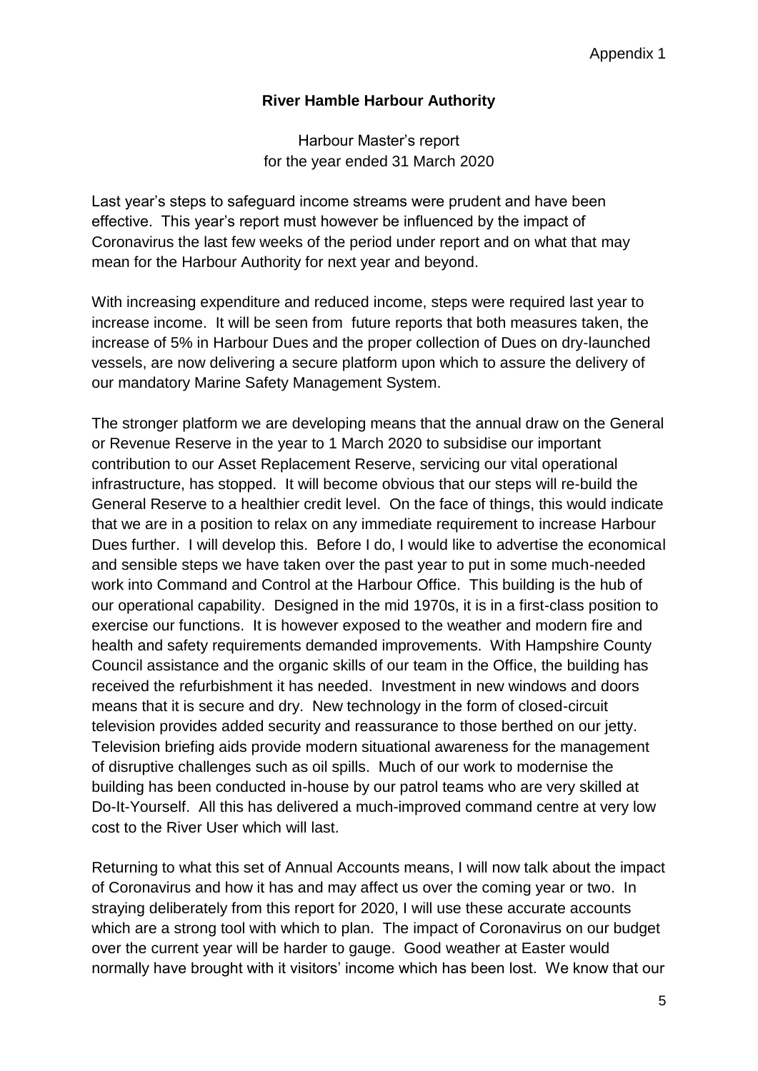Appendix 1

**River Hamble Harbour Authority**

Harbour Master's report
for the year ended 31 March 2020

Last year's steps to safeguard income streams were prudent and have been effective. This year's report must however be influenced by the impact of Coronavirus the last few weeks of the period under report and on what that may mean for the Harbour Authority for next year and beyond.

With increasing expenditure and reduced income, steps were required last year to increase income. It will be seen from future reports that both measures taken, the increase of 5% in Harbour Dues and the proper collection of Dues on dry-launched vessels, are now delivering a secure platform upon which to assure the delivery of our mandatory Marine Safety Management System.

The stronger platform we are developing means that the annual draw on the General or Revenue Reserve in the year to 1 March 2020 to subsidise our important contribution to our Asset Replacement Reserve, servicing our vital operational infrastructure, has stopped. It will become obvious that our steps will re-build the General Reserve to a healthier credit level. On the face of things, this would indicate that we are in a position to relax on any immediate requirement to increase Harbour Dues further. I will develop this. Before I do, I would like to advertise the economical and sensible steps we have taken over the past year to put in some much-needed work into Command and Control at the Harbour Office. This building is the hub of our operational capability. Designed in the mid 1970s, it is in a first-class position to exercise our functions. It is however exposed to the weather and modern fire and health and safety requirements demanded improvements. With Hampshire County Council assistance and the organic skills of our team in the Office, the building has received the refurbishment it has needed. Investment in new windows and doors means that it is secure and dry. New technology in the form of closed-circuit television provides added security and reassurance to those berthed on our jetty. Television briefing aids provide modern situational awareness for the management of disruptive challenges such as oil spills. Much of our work to modernise the building has been conducted in-house by our patrol teams who are very skilled at Do-It-Yourself. All this has delivered a much-improved command centre at very low cost to the River User which will last.

Returning to what this set of Annual Accounts means, I will now talk about the impact of Coronavirus and how it has and may affect us over the coming year or two. In straying deliberately from this report for 2020, I will use these accurate accounts which are a strong tool with which to plan. The impact of Coronavirus on our budget over the current year will be harder to gauge. Good weather at Easter would normally have brought with it visitors' income which has been lost. We know that our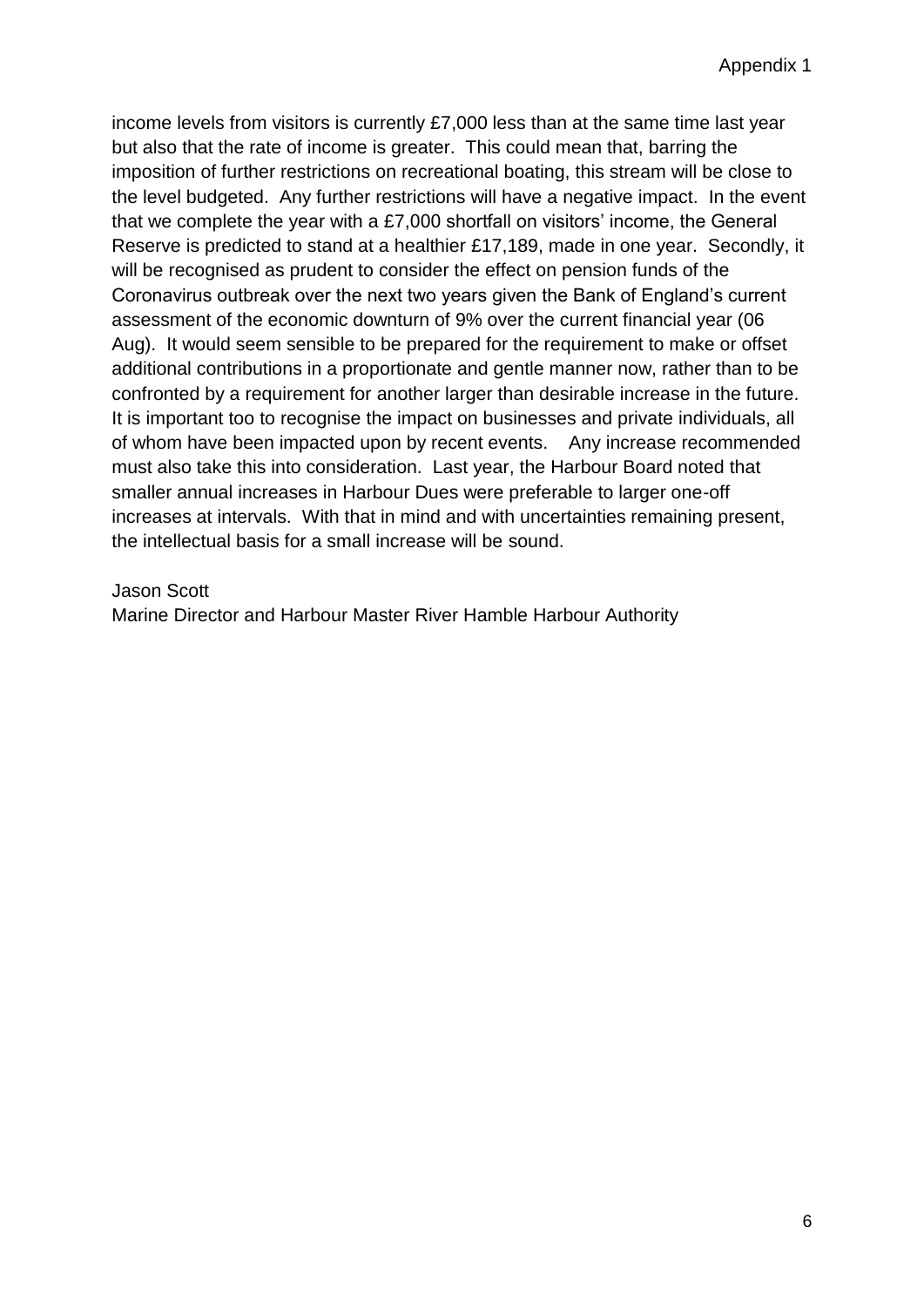income levels from visitors is currently £7,000 less than at the same time last year but also that the rate of income is greater. This could mean that, barring the imposition of further restrictions on recreational boating, this stream will be close to the level budgeted. Any further restrictions will have a negative impact. In the event that we complete the year with a £7,000 shortfall on visitors' income, the General Reserve is predicted to stand at a healthier £17,189, made in one year. Secondly, it will be recognised as prudent to consider the effect on pension funds of the Coronavirus outbreak over the next two years given the Bank of England's current assessment of the economic downturn of 9% over the current financial year (06 Aug). It would seem sensible to be prepared for the requirement to make or offset additional contributions in a proportionate and gentle manner now, rather than to be confronted by a requirement for another larger than desirable increase in the future. It is important too to recognise the impact on businesses and private individuals, all of whom have been impacted upon by recent events. Any increase recommended must also take this into consideration. Last year, the Harbour Board noted that smaller annual increases in Harbour Dues were preferable to larger one-off increases at intervals. With that in mind and with uncertainties remaining present, the intellectual basis for a small increase will be sound.

Jason Scott
Marine Director and Harbour Master River Hamble Harbour Authority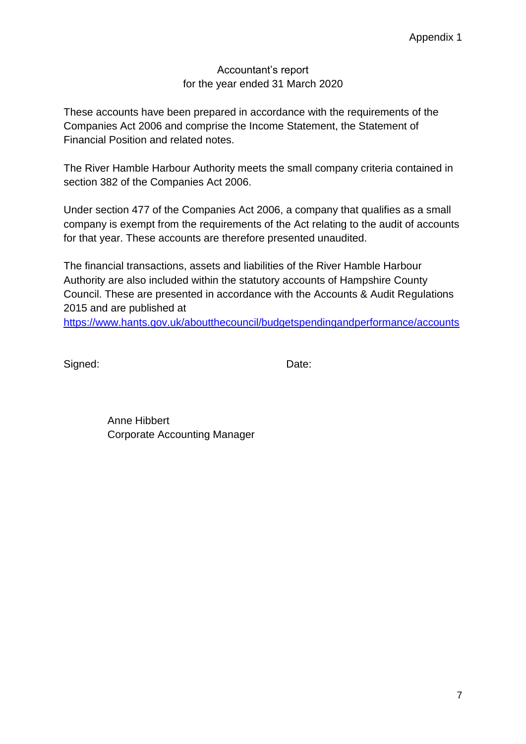Appendix 1

## Accountant's report
## for the year ended 31 March 2020

These accounts have been prepared in accordance with the requirements of the Companies Act 2006 and comprise the Income Statement, the Statement of Financial Position and related notes.

The River Hamble Harbour Authority meets the small company criteria contained in section 382 of the Companies Act 2006.

Under section 477 of the Companies Act 2006, a company that qualifies as a small company is exempt from the requirements of the Act relating to the audit of accounts for that year. These accounts are therefore presented unaudited.

The financial transactions, assets and liabilities of the River Hamble Harbour Authority are also included within the statutory accounts of Hampshire County Council. These are presented in accordance with the Accounts & Audit Regulations 2015 and are published at [https://www.hants.gov.uk/aboutthecouncil/budgetspendingandperformance/accounts](https://www.hants.gov.uk/aboutthecouncil/budgetspendingandperformance/accounts)

Signed: Date:

Anne Hibbert
Corporate Accounting Manager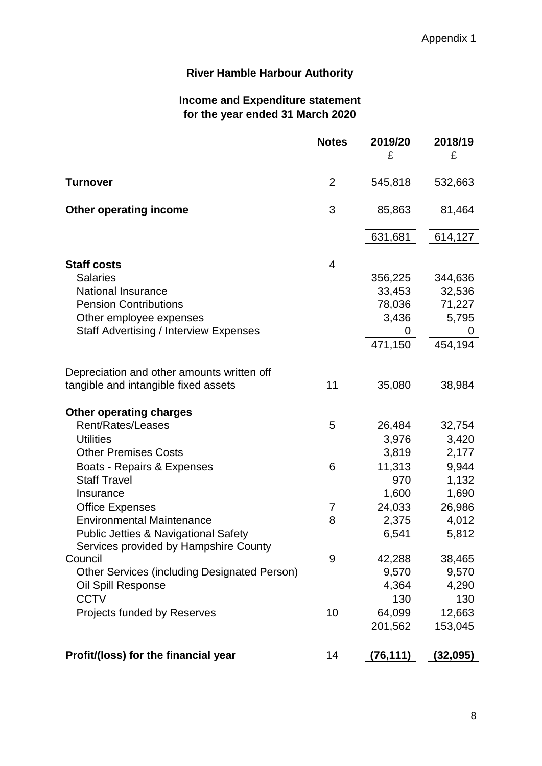Appendix 1

# River Hamble Harbour Authority

## Income and Expenditure statement
## for the year ended 31 March 2020

| | Notes | 2019/20<br>£ | 2018/19<br>£ |
|---|---|---|---|
| **Turnover** | 2 | 545,818 | 532,663 |
| **Other operating income** | 3 | 85,863 | 81,464 |
| | | 631,681 | 614,127 |
| **Staff costs** | 4 | | |
| Salaries | | 356,225 | 344,636 |
| National Insurance | | 33,453 | 32,536 |
| Pension Contributions | | 78,036 | 71,227 |
| Other employee expenses | | 3,436 | 5,795 |
| Staff Advertising / Interview Expenses | | 0 | 0 |
| | | 471,150 | 454,194 |
| Depreciation and other amounts written off tangible and intangible fixed assets | 11 | 35,080 | 38,984 |
| **Other operating charges** | | | |
| Rent/Rates/Leases | 5 | 26,484 | 32,754 |
| Utilities | | 3,976 | 3,420 |
| Other Premises Costs | | 3,819 | 2,177 |
| Boats - Repairs & Expenses | 6 | 11,313 | 9,944 |
| Staff Travel | | 970 | 1,132 |
| Insurance | | 1,600 | 1,690 |
| Office Expenses | 7 | 24,033 | 26,986 |
| Environmental Maintenance | 8 | 2,375 | 4,012 |
| Public Jetties & Navigational Safety | | 6,541 | 5,812 |
| Services provided by Hampshire County Council | 9 | 42,288 | 38,465 |
| Other Services (including Designated Person) | | 9,570 | 9,570 |
| Oil Spill Response | | 4,364 | 4,290 |
| CCTV | | 130 | 130 |
| Projects funded by Reserves | 10 | 64,099 | 12,663 |
| | | 201,562 | 153,045 |
| **Profit/(loss) for the financial year** | 14 | **(76,111)** | **(32,095)** |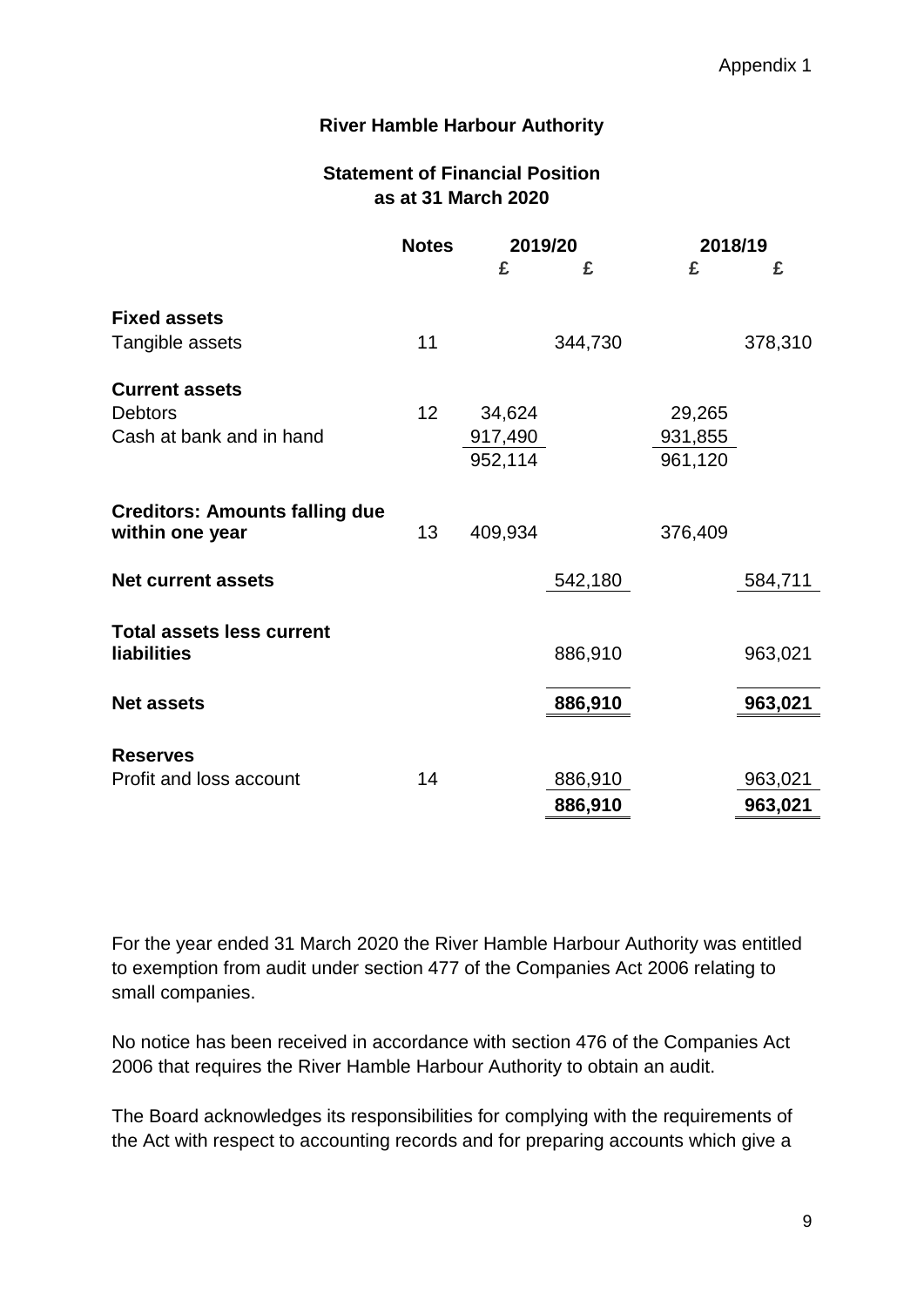Appendix 1

**River Hamble Harbour Authority**

**Statement of Financial Position**
**as at 31 March 2020**

| | Notes | 2019/20 | | 2018/19 | |
|---|---|---|---|---|---|
| | | £ | £ | £ | £ |
| **Fixed assets** | | | | | |
| Tangible assets | 11 | | 344,730 | | 378,310 |
| **Current assets** | | | | | |
| Debtors | 12 | 34,624 | | 29,265 | |
| Cash at bank and in hand | | 917,490 | | 931,855 | |
| | | 952,114 | | 961,120 | |
| **Creditors: Amounts falling due within one year** | 13 | 409,934 | | 376,409 | |
| **Net current assets** | | | 542,180 | | 584,711 |
| **Total assets less current liabilities** | | | 886,910 | | 963,021 |
| **Net assets** | | | **886,910** | | **963,021** |
| **Reserves** | | | | | |
| Profit and loss account | 14 | | 886,910 | | 963,021 |
| | | | **886,910** | | **963,021** |

For the year ended 31 March 2020 the River Hamble Harbour Authority was entitled to exemption from audit under section 477 of the Companies Act 2006 relating to small companies.

No notice has been received in accordance with section 476 of the Companies Act 2006 that requires the River Hamble Harbour Authority to obtain an audit.

The Board acknowledges its responsibilities for complying with the requirements of the Act with respect to accounting records and for preparing accounts which give a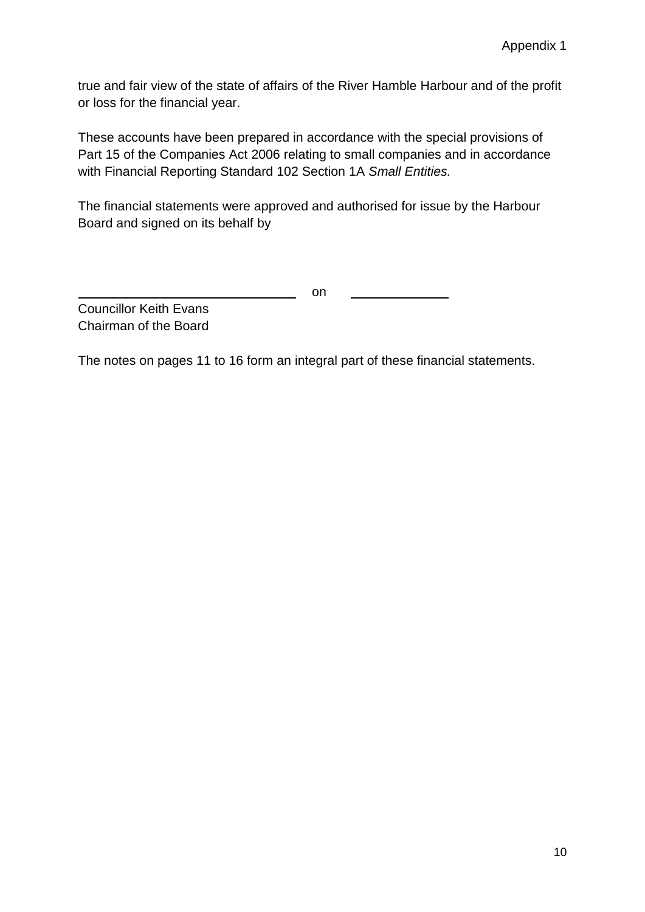true and fair view of the state of affairs of the River Hamble Harbour and of the profit or loss for the financial year.

These accounts have been prepared in accordance with the special provisions of Part 15 of the Companies Act 2006 relating to small companies and in accordance with Financial Reporting Standard 102 Section 1A *Small Entities.*

The financial statements were approved and authorised for issue by the Harbour Board and signed on its behalf by

_______________________________ on _______________

Councillor Keith Evans
Chairman of the Board

The notes on pages 11 to 16 form an integral part of these financial statements.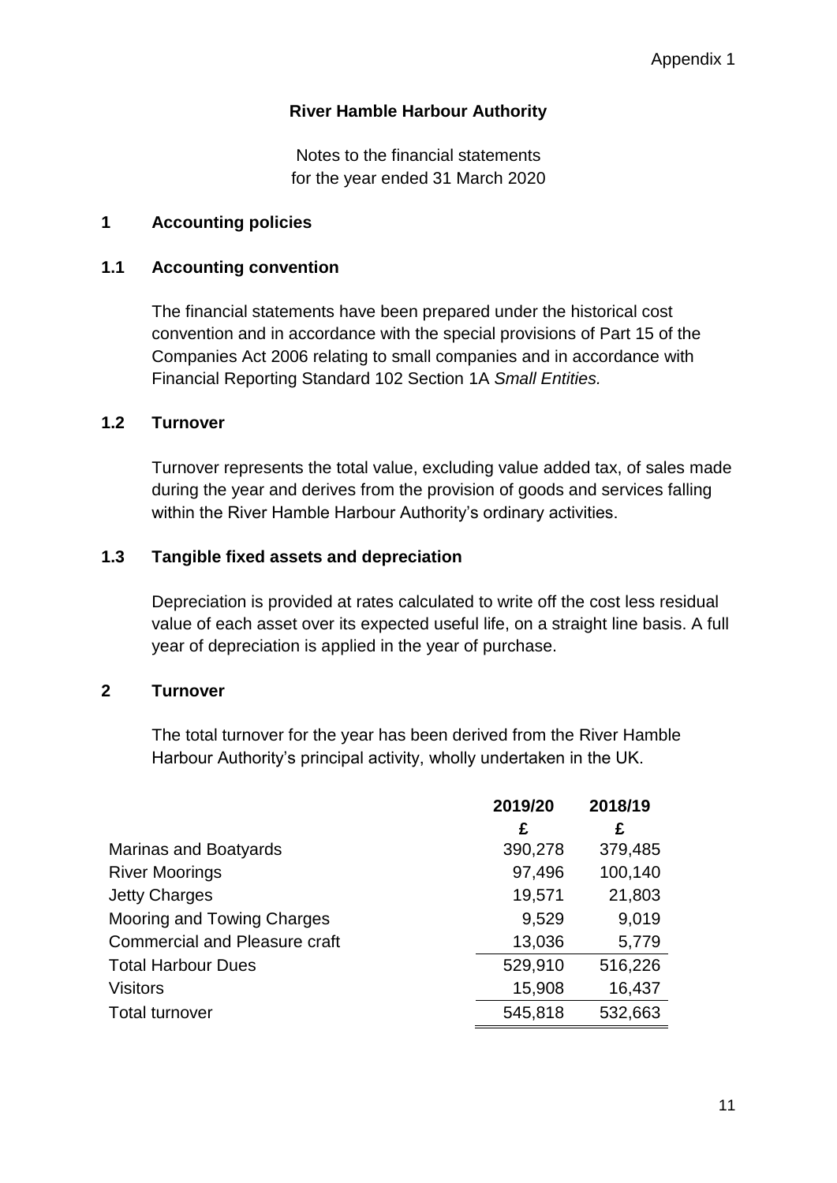Appendix 1

# River Hamble Harbour Authority

Notes to the financial statements
for the year ended 31 March 2020

## 1 Accounting policies

### 1.1 Accounting convention

The financial statements have been prepared under the historical cost convention and in accordance with the special provisions of Part 15 of the Companies Act 2006 relating to small companies and in accordance with Financial Reporting Standard 102 Section 1A *Small Entities.*

### 1.2 Turnover

Turnover represents the total value, excluding value added tax, of sales made during the year and derives from the provision of goods and services falling within the River Hamble Harbour Authority's ordinary activities.

### 1.3 Tangible fixed assets and depreciation

Depreciation is provided at rates calculated to write off the cost less residual value of each asset over its expected useful life, on a straight line basis. A full year of depreciation is applied in the year of purchase.

## 2 Turnover

The total turnover for the year has been derived from the River Hamble Harbour Authority's principal activity, wholly undertaken in the UK.

| | 2019/20 | 2018/19 |
|---|---|---|
| | £ | £ |
| Marinas and Boatyards | 390,278 | 379,485 |
| River Moorings | 97,496 | 100,140 |
| Jetty Charges | 19,571 | 21,803 |
| Mooring and Towing Charges | 9,529 | 9,019 |
| Commercial and Pleasure craft | 13,036 | 5,779 |
| Total Harbour Dues | 529,910 | 516,226 |
| Visitors | 15,908 | 16,437 |
| Total turnover | 545,818 | 532,663 |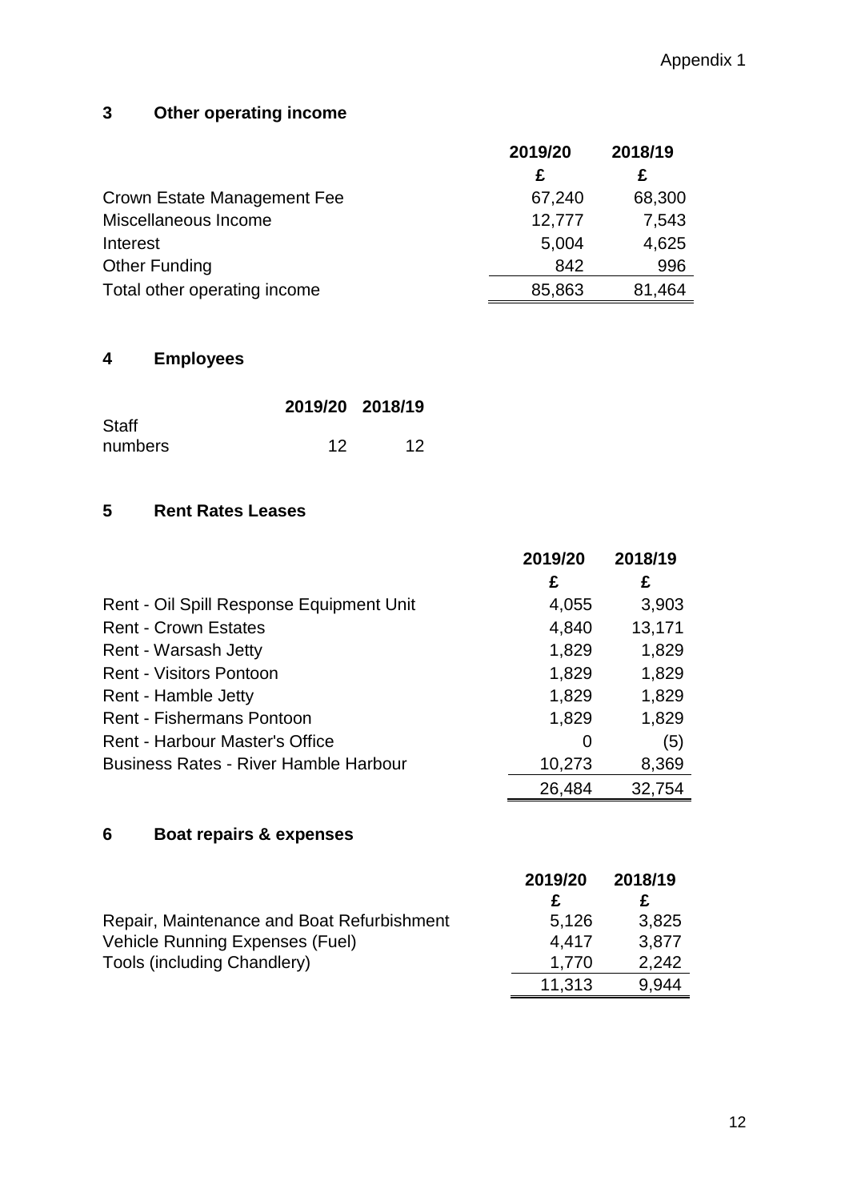Appendix 1

## 3 Other operating income

| | 2019/20 | 2018/19 |
|---|---|---|
| | £ | £ |
| Crown Estate Management Fee | 67,240 | 68,300 |
| Miscellaneous Income | 12,777 | 7,543 |
| Interest | 5,004 | 4,625 |
| Other Funding | 842 | 996 |
| Total other operating income | 85,863 | 81,464 |

## 4 Employees

| | 2019/20 | 2018/19 |
|---|---|---|
| Staff numbers | 12 | 12 |

## 5 Rent Rates Leases

| | 2019/20 | 2018/19 |
|---|---|---|
| | £ | £ |
| Rent - Oil Spill Response Equipment Unit | 4,055 | 3,903 |
| Rent - Crown Estates | 4,840 | 13,171 |
| Rent - Warsash Jetty | 1,829 | 1,829 |
| Rent - Visitors Pontoon | 1,829 | 1,829 |
| Rent - Hamble Jetty | 1,829 | 1,829 |
| Rent - Fishermans Pontoon | 1,829 | 1,829 |
| Rent - Harbour Master's Office | 0 | (5) |
| Business Rates - River Hamble Harbour | 10,273 | 8,369 |
| | 26,484 | 32,754 |

## 6 Boat repairs & expenses

| | 2019/20 | 2018/19 |
|---|---|---|
| | £ | £ |
| Repair, Maintenance and Boat Refurbishment | 5,126 | 3,825 |
| Vehicle Running Expenses (Fuel) | 4,417 | 3,877 |
| Tools (including Chandlery) | 1,770 | 2,242 |
| | 11,313 | 9,944 |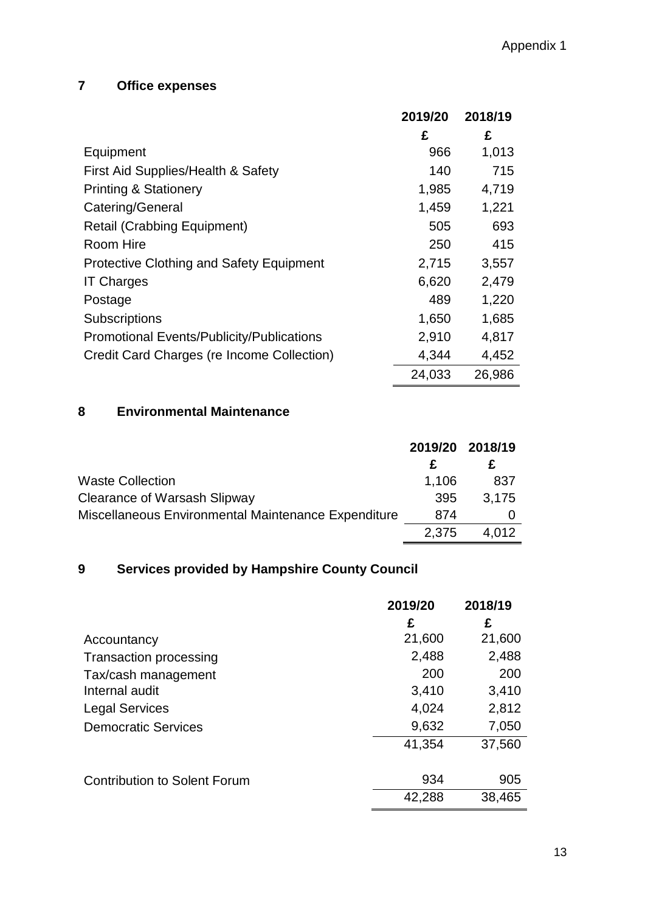Appendix 1

## 7 Office expenses

| | 2019/20 | 2018/19 |
|---|---|---|
| | £ | £ |
| Equipment | 966 | 1,013 |
| First Aid Supplies/Health & Safety | 140 | 715 |
| Printing & Stationery | 1,985 | 4,719 |
| Catering/General | 1,459 | 1,221 |
| Retail (Crabbing Equipment) | 505 | 693 |
| Room Hire | 250 | 415 |
| Protective Clothing and Safety Equipment | 2,715 | 3,557 |
| IT Charges | 6,620 | 2,479 |
| Postage | 489 | 1,220 |
| Subscriptions | 1,650 | 1,685 |
| Promotional Events/Publicity/Publications | 2,910 | 4,817 |
| Credit Card Charges (re Income Collection) | 4,344 | 4,452 |
| | 24,033 | 26,986 |

## 8 Environmental Maintenance

| | 2019/20 | 2018/19 |
|---|---|---|
| | £ | £ |
| Waste Collection | 1,106 | 837 |
| Clearance of Warsash Slipway | 395 | 3,175 |
| Miscellaneous Environmental Maintenance Expenditure | 874 | 0 |
| | 2,375 | 4,012 |

## 9 Services provided by Hampshire County Council

| | 2019/20 | 2018/19 |
|---|---|---|
| | £ | £ |
| Accountancy | 21,600 | 21,600 |
| Transaction processing | 2,488 | 2,488 |
| Tax/cash management | 200 | 200 |
| Internal audit | 3,410 | 3,410 |
| Legal Services | 4,024 | 2,812 |
| Democratic Services | 9,632 | 7,050 |
| | 41,354 | 37,560 |
| | | |
| Contribution to Solent Forum | 934 | 905 |
| | 42,288 | 38,465 |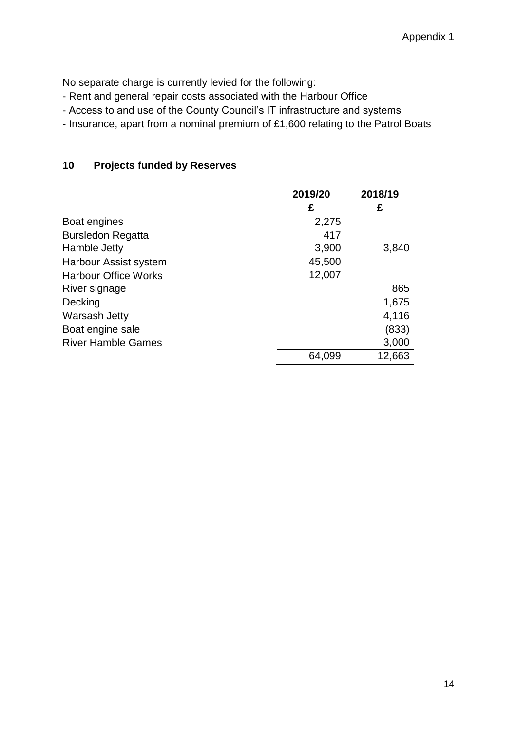No separate charge is currently levied for the following:

- Rent and general repair costs associated with the Harbour Office
- Access to and use of the County Council's IT infrastructure and systems
- Insurance, apart from a nominal premium of £1,600 relating to the Patrol Boats

## 10 Projects funded by Reserves

| | 2019/20 | 2018/19 |
|---|---|---|
| | £ | £ |
| Boat engines | 2,275 | |
| Bursledon Regatta | 417 | |
| Hamble Jetty | 3,900 | 3,840 |
| Harbour Assist system | 45,500 | |
| Harbour Office Works | 12,007 | |
| River signage | | 865 |
| Decking | | 1,675 |
| Warsash Jetty | | 4,116 |
| Boat engine sale | | (833) |
| River Hamble Games | | 3,000 |
| | 64,099 | 12,663 |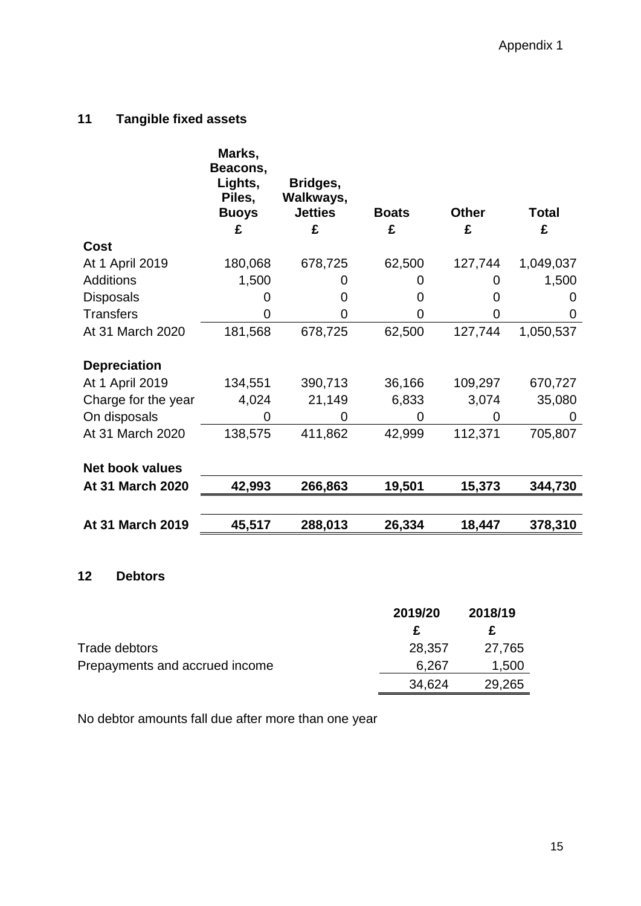Appendix 1

## 11 Tangible fixed assets

| | Marks, Beacons, Lights, Piles, Buoys | Bridges, Walkways, Jetties | Boats | Other | Total |
|---|---|---|---|---|---|
| | £ | £ | £ | £ | £ |
| **Cost** | | | | | |
| At 1 April 2019 | 180,068 | 678,725 | 62,500 | 127,744 | 1,049,037 |
| Additions | 1,500 | 0 | 0 | 0 | 1,500 |
| Disposals | 0 | 0 | 0 | 0 | 0 |
| Transfers | 0 | 0 | 0 | 0 | 0 |
| At 31 March 2020 | 181,568 | 678,725 | 62,500 | 127,744 | 1,050,537 |
| **Depreciation** | | | | | |
| At 1 April 2019 | 134,551 | 390,713 | 36,166 | 109,297 | 670,727 |
| Charge for the year | 4,024 | 21,149 | 6,833 | 3,074 | 35,080 |
| On disposals | 0 | 0 | 0 | 0 | 0 |
| At 31 March 2020 | 138,575 | 411,862 | 42,999 | 112,371 | 705,807 |
| **Net book values** | | | | | |
| **At 31 March 2020** | **42,993** | **266,863** | **19,501** | **15,373** | **344,730** |
| **At 31 March 2019** | **45,517** | **288,013** | **26,334** | **18,447** | **378,310** |

## 12 Debtors

| | 2019/20 | 2018/19 |
|---|---|---|
| | £ | £ |
| Trade debtors | 28,357 | 27,765 |
| Prepayments and accrued income | 6,267 | 1,500 |
| | 34,624 | 29,265 |

No debtor amounts fall due after more than one year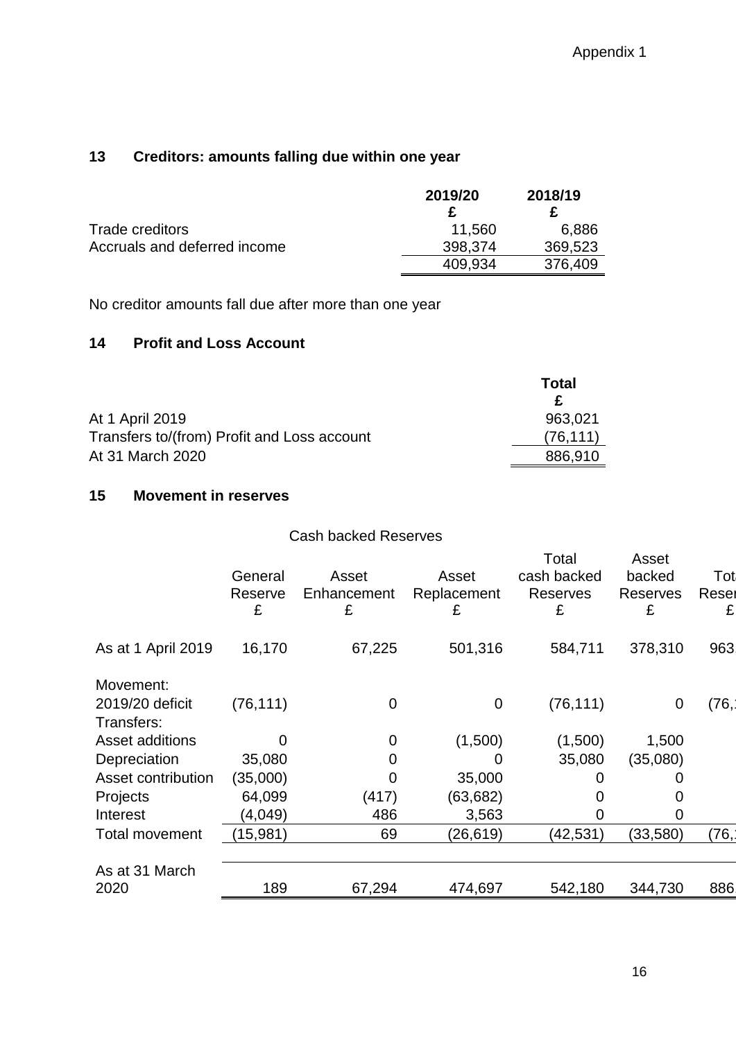## 13 Creditors: amounts falling due within one year

| | 2019/20<br>£ | 2018/19<br>£ |
|---|---|---|
| Trade creditors | 11,560 | 6,886 |
| Accruals and deferred income | 398,374 | 369,523 |
| | 409,934 | 376,409 |

No creditor amounts fall due after more than one year

## 14 Profit and Loss Account

| | Total<br>£ |
|---|---|
| At 1 April 2019 | 963,021 |
| Transfers to/(from) Profit and Loss account | (76,111) |
| At 31 March 2020 | 886,910 |

## 15 Movement in reserves

| | Cash backed Reserves | | | | | |
|---|---|---|---|---|---|---|
| | General Reserve<br>£ | Asset Enhancement<br>£ | Asset Replacement<br>£ | Total cash backed Reserves<br>£ | Asset backed Reserves<br>£ | Tot Reser<br>£ |
| As at 1 April 2019 | 16,170 | 67,225 | 501,316 | 584,711 | 378,310 | 963, |
| Movement: | | | | | | |
| 2019/20 deficit | (76,111) | 0 | 0 | (76,111) | 0 | (76, |
| Transfers: | | | | | | |
| Asset additions | 0 | 0 | (1,500) | (1,500) | 1,500 | |
| Depreciation | 35,080 | 0 | 0 | 35,080 | (35,080) | |
| Asset contribution | (35,000) | 0 | 35,000 | 0 | 0 | |
| Projects | 64,099 | (417) | (63,682) | 0 | 0 | |
| Interest | (4,049) | 486 | 3,563 | 0 | 0 | |
| Total movement | (15,981) | 69 | (26,619) | (42,531) | (33,580) | (76, |
| As at 31 March 2020 | 189 | 67,294 | 474,697 | 542,180 | 344,730 | 886, |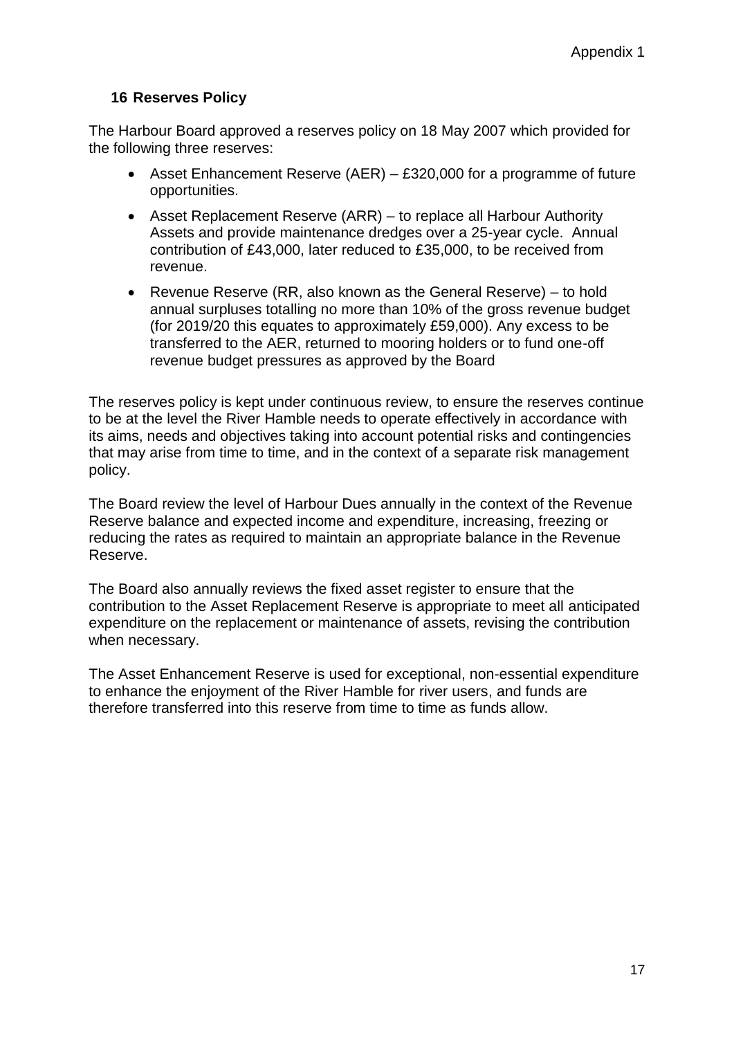## 16 Reserves Policy

The Harbour Board approved a reserves policy on 18 May 2007 which provided for the following three reserves:

- Asset Enhancement Reserve (AER) – £320,000 for a programme of future opportunities.
- Asset Replacement Reserve (ARR) – to replace all Harbour Authority Assets and provide maintenance dredges over a 25-year cycle. Annual contribution of £43,000, later reduced to £35,000, to be received from revenue.
- Revenue Reserve (RR, also known as the General Reserve) – to hold annual surpluses totalling no more than 10% of the gross revenue budget (for 2019/20 this equates to approximately £59,000). Any excess to be transferred to the AER, returned to mooring holders or to fund one-off revenue budget pressures as approved by the Board

The reserves policy is kept under continuous review, to ensure the reserves continue to be at the level the River Hamble needs to operate effectively in accordance with its aims, needs and objectives taking into account potential risks and contingencies that may arise from time to time, and in the context of a separate risk management policy.

The Board review the level of Harbour Dues annually in the context of the Revenue Reserve balance and expected income and expenditure, increasing, freezing or reducing the rates as required to maintain an appropriate balance in the Revenue Reserve.

The Board also annually reviews the fixed asset register to ensure that the contribution to the Asset Replacement Reserve is appropriate to meet all anticipated expenditure on the replacement or maintenance of assets, revising the contribution when necessary.

The Asset Enhancement Reserve is used for exceptional, non-essential expenditure to enhance the enjoyment of the River Hamble for river users, and funds are therefore transferred into this reserve from time to time as funds allow.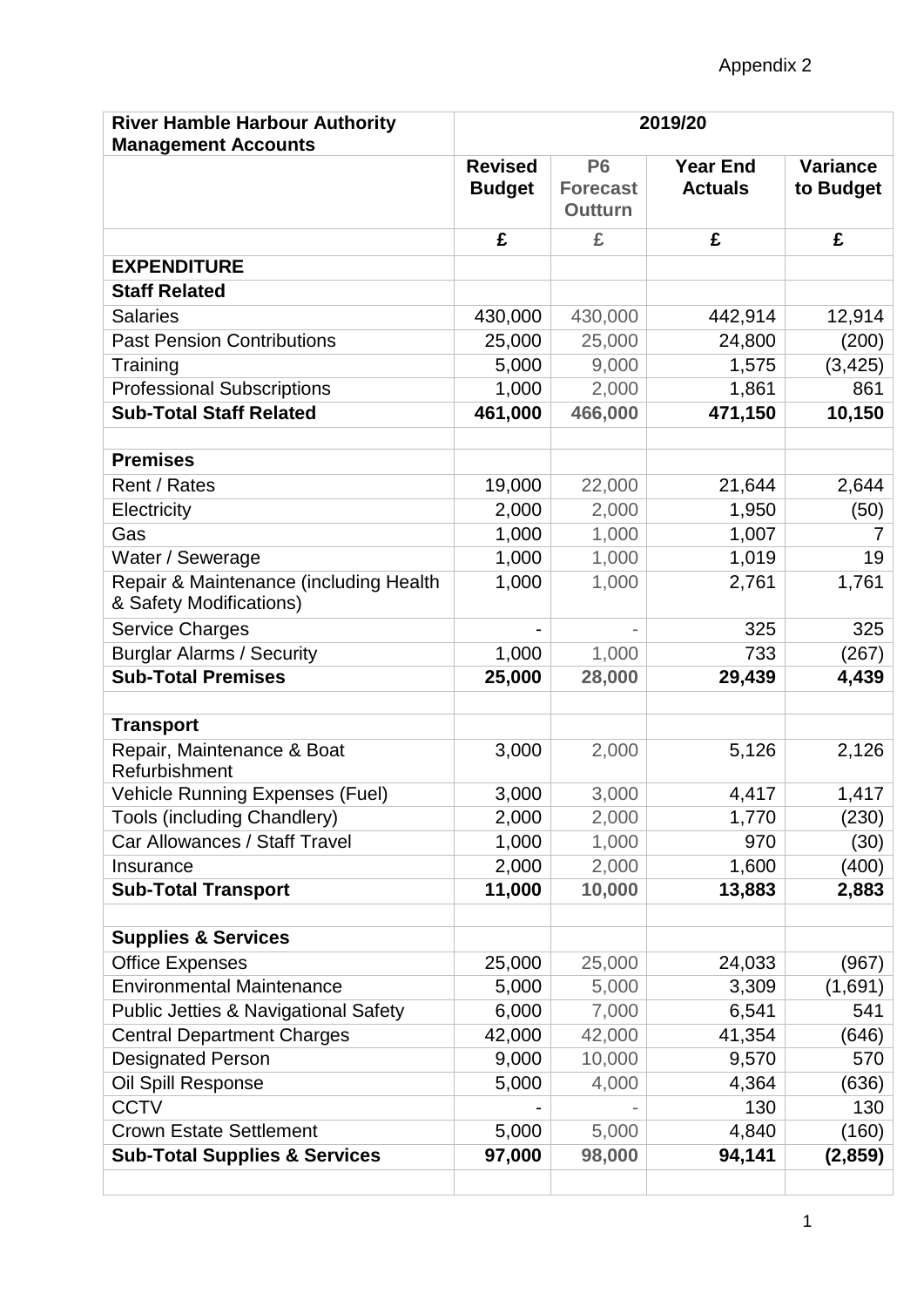Appendix 2

| **River Hamble Harbour Authority Management Accounts** | **2019/20** | | | |
|---|---|---|---|---|
| | **Revised Budget** | **P6 Forecast Outturn** | **Year End Actuals** | **Variance to Budget** |
| | **£** | **£** | **£** | **£** |
| **EXPENDITURE** | | | | |
| **Staff Related** | | | | |
| Salaries | 430,000 | 430,000 | 442,914 | 12,914 |
| Past Pension Contributions | 25,000 | 25,000 | 24,800 | (200) |
| Training | 5,000 | 9,000 | 1,575 | (3,425) |
| Professional Subscriptions | 1,000 | 2,000 | 1,861 | 861 |
| **Sub-Total Staff Related** | **461,000** | **466,000** | **471,150** | **10,150** |
| | | | | |
| **Premises** | | | | |
| Rent / Rates | 19,000 | 22,000 | 21,644 | 2,644 |
| Electricity | 2,000 | 2,000 | 1,950 | (50) |
| Gas | 1,000 | 1,000 | 1,007 | 7 |
| Water / Sewerage | 1,000 | 1,000 | 1,019 | 19 |
| Repair & Maintenance (including Health & Safety Modifications) | 1,000 | 1,000 | 2,761 | 1,761 |
| Service Charges | - | - | 325 | 325 |
| Burglar Alarms / Security | 1,000 | 1,000 | 733 | (267) |
| **Sub-Total Premises** | **25,000** | **28,000** | **29,439** | **4,439** |
| | | | | |
| **Transport** | | | | |
| Repair, Maintenance & Boat Refurbishment | 3,000 | 2,000 | 5,126 | 2,126 |
| Vehicle Running Expenses (Fuel) | 3,000 | 3,000 | 4,417 | 1,417 |
| Tools (including Chandlery) | 2,000 | 2,000 | 1,770 | (230) |
| Car Allowances / Staff Travel | 1,000 | 1,000 | 970 | (30) |
| Insurance | 2,000 | 2,000 | 1,600 | (400) |
| **Sub-Total Transport** | **11,000** | **10,000** | **13,883** | **2,883** |
| | | | | |
| **Supplies & Services** | | | | |
| Office Expenses | 25,000 | 25,000 | 24,033 | (967) |
| Environmental Maintenance | 5,000 | 5,000 | 3,309 | (1,691) |
| Public Jetties & Navigational Safety | 6,000 | 7,000 | 6,541 | 541 |
| Central Department Charges | 42,000 | 42,000 | 41,354 | (646) |
| Designated Person | 9,000 | 10,000 | 9,570 | 570 |
| Oil Spill Response | 5,000 | 4,000 | 4,364 | (636) |
| CCTV | - | - | 130 | 130 |
| Crown Estate Settlement | 5,000 | 5,000 | 4,840 | (160) |
| **Sub-Total Supplies & Services** | **97,000** | **98,000** | **94,141** | **(2,859)** |
| | | | | |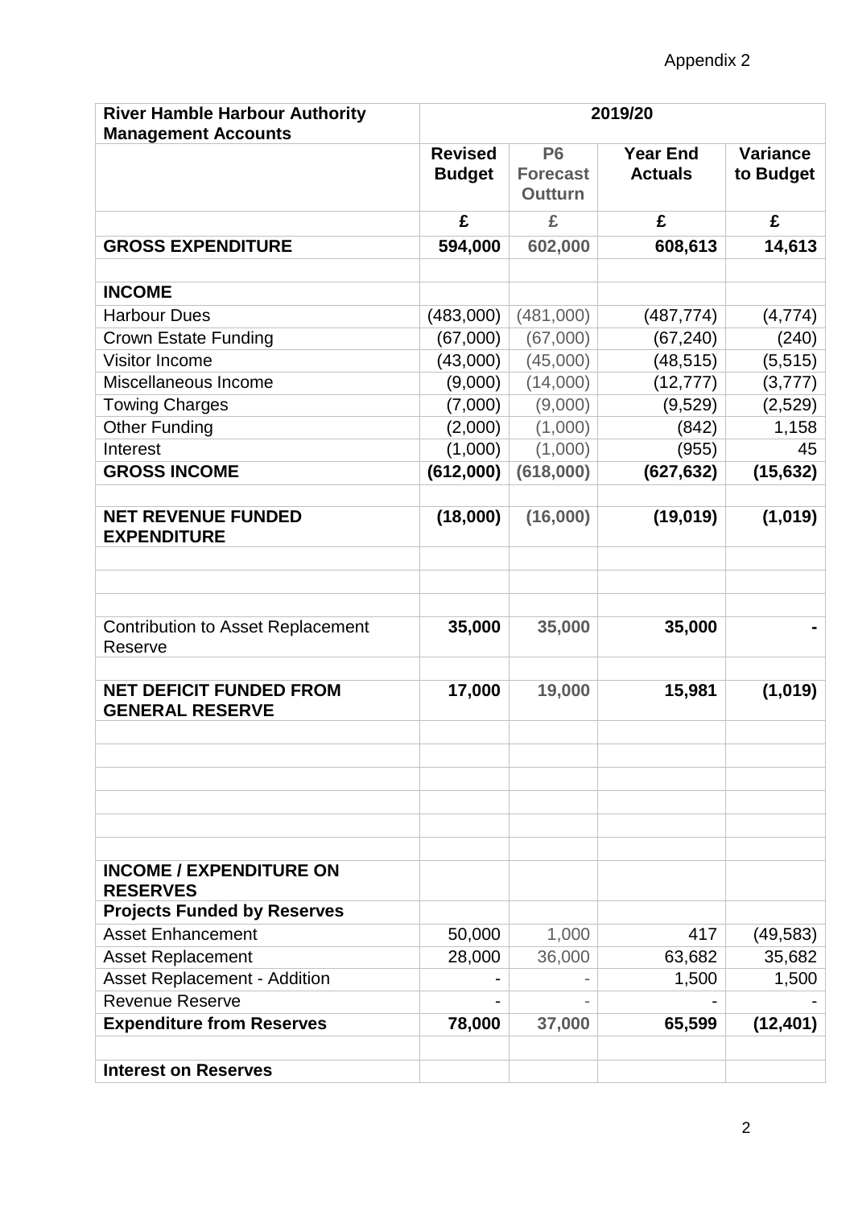Appendix 2

| River Hamble Harbour Authority Management Accounts | 2019/20 | | | |
|---|---|---|---|---|
| | **Revised Budget** | **P6 Forecast Outturn** | **Year End Actuals** | **Variance to Budget** |
| | **£** | **£** | **£** | **£** |
| **GROSS EXPENDITURE** | **594,000** | **602,000** | **608,613** | **14,613** |
| | | | | |
| **INCOME** | | | | |
| Harbour Dues | (483,000) | (481,000) | (487,774) | (4,774) |
| Crown Estate Funding | (67,000) | (67,000) | (67,240) | (240) |
| Visitor Income | (43,000) | (45,000) | (48,515) | (5,515) |
| Miscellaneous Income | (9,000) | (14,000) | (12,777) | (3,777) |
| Towing Charges | (7,000) | (9,000) | (9,529) | (2,529) |
| Other Funding | (2,000) | (1,000) | (842) | 1,158 |
| Interest | (1,000) | (1,000) | (955) | 45 |
| **GROSS INCOME** | **(612,000)** | **(618,000)** | **(627,632)** | **(15,632)** |
| | | | | |
| **NET REVENUE FUNDED EXPENDITURE** | **(18,000)** | **(16,000)** | **(19,019)** | **(1,019)** |
| | | | | |
| | | | | |
| | | | | |
| Contribution to Asset Replacement Reserve | **35,000** | **35,000** | **35,000** | **-** |
| | | | | |
| **NET DEFICIT FUNDED FROM GENERAL RESERVE** | **17,000** | **19,000** | **15,981** | **(1,019)** |
| | | | | |
| | | | | |
| | | | | |
| | | | | |
| | | | | |
| | | | | |
| **INCOME / EXPENDITURE ON RESERVES** | | | | |
| **Projects Funded by Reserves** | | | | |
| Asset Enhancement | 50,000 | 1,000 | 417 | (49,583) |
| Asset Replacement | 28,000 | 36,000 | 63,682 | 35,682 |
| Asset Replacement - Addition | - | - | 1,500 | 1,500 |
| Revenue Reserve | - | - | - | - |
| **Expenditure from Reserves** | **78,000** | **37,000** | **65,599** | **(12,401)** |
| | | | | |
| **Interest on Reserves** | | | | |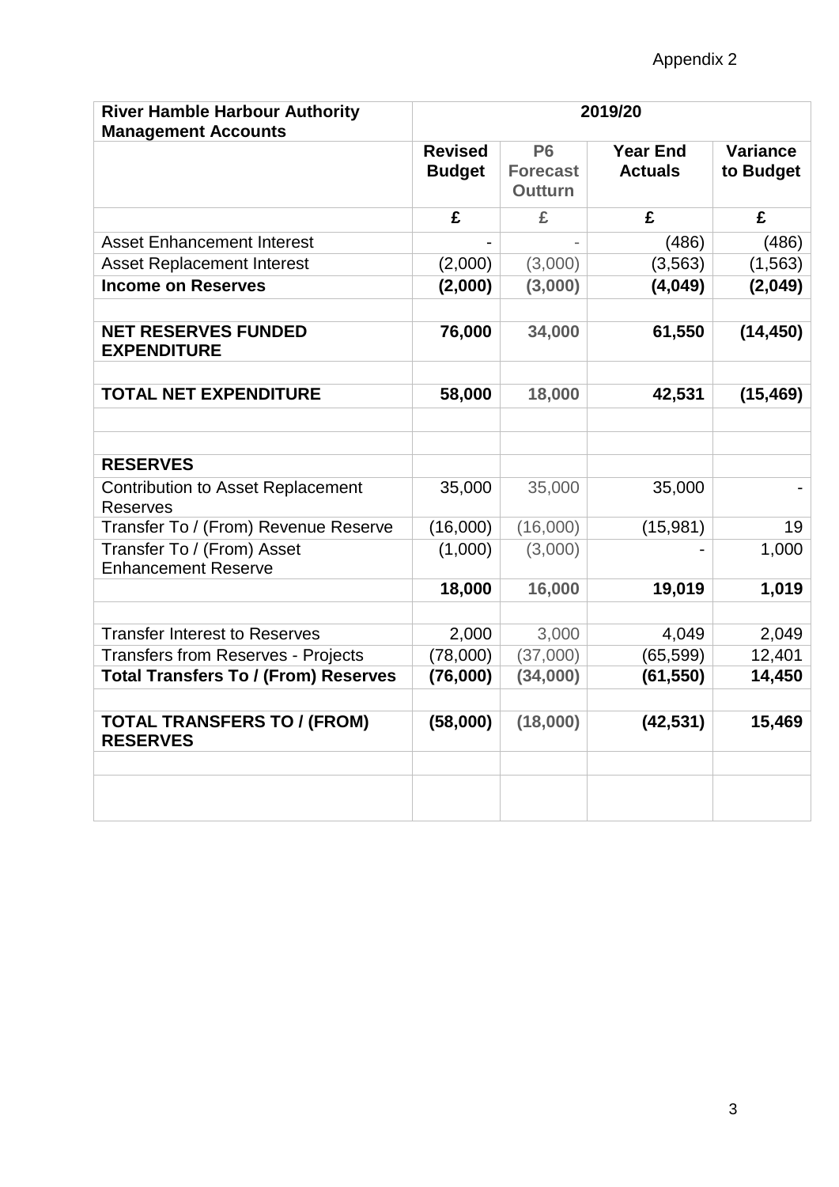Appendix 2

| River Hamble Harbour Authority Management Accounts | 2019/20 | | | |
|---|---|---|---|---|
| | Revised Budget | P6 Forecast Outturn | Year End Actuals | Variance to Budget |
| | £ | £ | £ | £ |
| Asset Enhancement Interest | - | - | (486) | (486) |
| Asset Replacement Interest | (2,000) | (3,000) | (3,563) | (1,563) |
| **Income on Reserves** | **(2,000)** | **(3,000)** | **(4,049)** | **(2,049)** |
| | | | | |
| **NET RESERVES FUNDED EXPENDITURE** | **76,000** | **34,000** | **61,550** | **(14,450)** |
| | | | | |
| **TOTAL NET EXPENDITURE** | **58,000** | **18,000** | **42,531** | **(15,469)** |
| | | | | |
| | | | | |
| **RESERVES** | | | | |
| Contribution to Asset Replacement Reserves | 35,000 | 35,000 | 35,000 | - |
| Transfer To / (From) Revenue Reserve | (16,000) | (16,000) | (15,981) | 19 |
| Transfer To / (From) Asset Enhancement Reserve | (1,000) | (3,000) | - | 1,000 |
| | **18,000** | **16,000** | **19,019** | **1,019** |
| | | | | |
| Transfer Interest to Reserves | 2,000 | 3,000 | 4,049 | 2,049 |
| Transfers from Reserves - Projects | (78,000) | (37,000) | (65,599) | 12,401 |
| **Total Transfers To / (From) Reserves** | **(76,000)** | **(34,000)** | **(61,550)** | **14,450** |
| | | | | |
| **TOTAL TRANSFERS TO / (FROM) RESERVES** | **(58,000)** | **(18,000)** | **(42,531)** | **15,469** |
| | | | | |
| | | | | |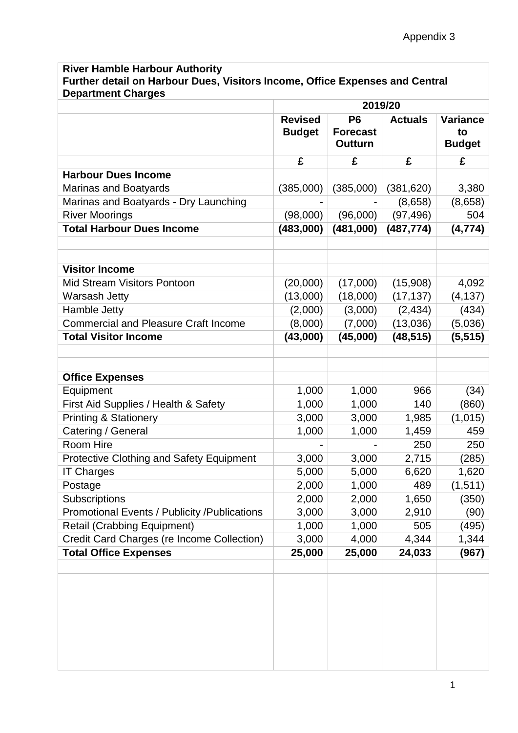Appendix 3

| River Hamble Harbour Authority<br>Further detail on Harbour Dues, Visitors Income, Office Expenses and Central Department Charges | | | | |
|---|---|---|---|---|
| | 2019/20 | | | |
| | **Revised Budget** | **P6 Forecast Outturn** | **Actuals** | **Variance to Budget** |
| | **£** | **£** | **£** | **£** |
| **Harbour Dues Income** | | | | |
| Marinas and Boatyards | (385,000) | (385,000) | (381,620) | 3,380 |
| Marinas and Boatyards - Dry Launching | - | - | (8,658) | (8,658) |
| River Moorings | (98,000) | (96,000) | (97,496) | 504 |
| **Total Harbour Dues Income** | **(483,000)** | **(481,000)** | **(487,774)** | **(4,774)** |
| | | | | |
| | | | | |
| **Visitor Income** | | | | |
| Mid Stream Visitors Pontoon | (20,000) | (17,000) | (15,908) | 4,092 |
| Warsash Jetty | (13,000) | (18,000) | (17,137) | (4,137) |
| Hamble Jetty | (2,000) | (3,000) | (2,434) | (434) |
| Commercial and Pleasure Craft Income | (8,000) | (7,000) | (13,036) | (5,036) |
| **Total Visitor Income** | **(43,000)** | **(45,000)** | **(48,515)** | **(5,515)** |
| | | | | |
| | | | | |
| **Office Expenses** | | | | |
| Equipment | 1,000 | 1,000 | 966 | (34) |
| First Aid Supplies / Health & Safety | 1,000 | 1,000 | 140 | (860) |
| Printing & Stationery | 3,000 | 3,000 | 1,985 | (1,015) |
| Catering / General | 1,000 | 1,000 | 1,459 | 459 |
| Room Hire | - | - | 250 | 250 |
| Protective Clothing and Safety Equipment | 3,000 | 3,000 | 2,715 | (285) |
| IT Charges | 5,000 | 5,000 | 6,620 | 1,620 |
| Postage | 2,000 | 1,000 | 489 | (1,511) |
| Subscriptions | 2,000 | 2,000 | 1,650 | (350) |
| Promotional Events / Publicity /Publications | 3,000 | 3,000 | 2,910 | (90) |
| Retail (Crabbing Equipment) | 1,000 | 1,000 | 505 | (495) |
| Credit Card Charges (re Income Collection) | 3,000 | 4,000 | 4,344 | 1,344 |
| **Total Office Expenses** | **25,000** | **25,000** | **24,033** | **(967)** |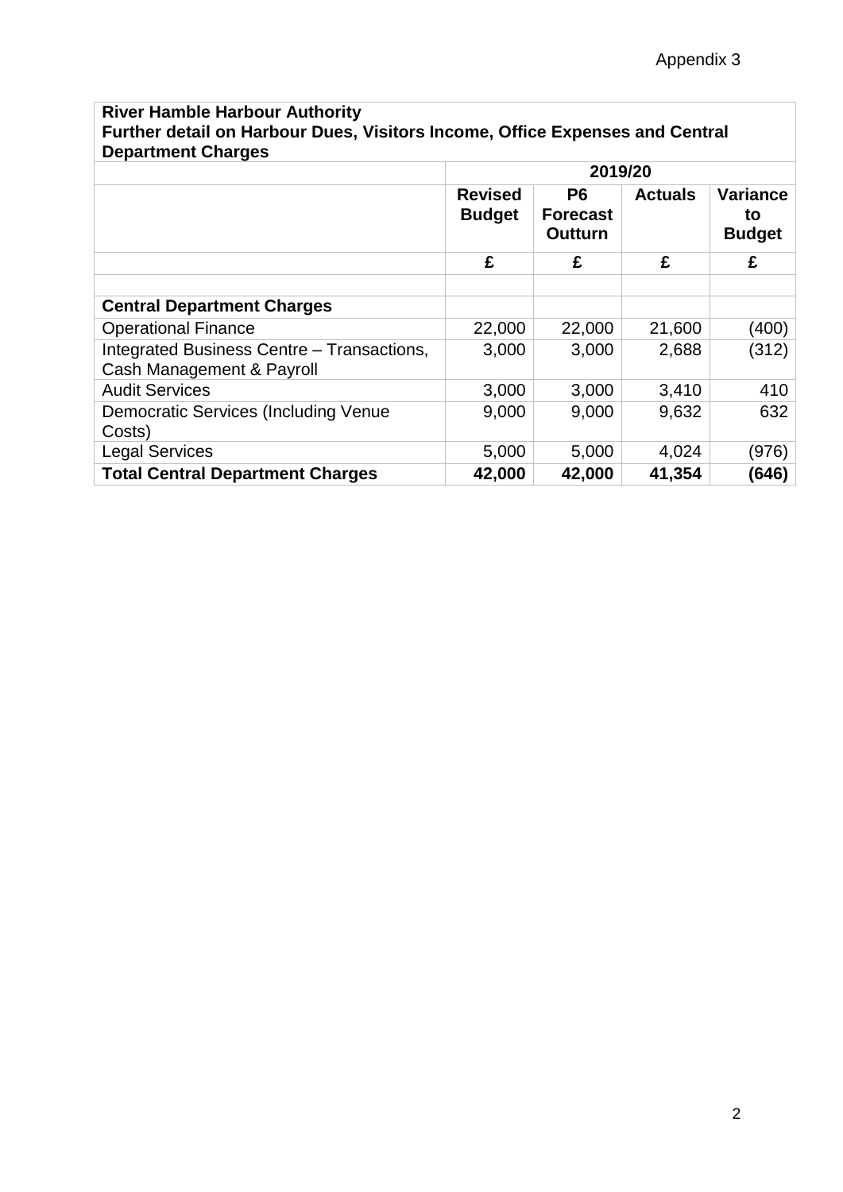Appendix 3

| River Hamble Harbour Authority<br>Further detail on Harbour Dues, Visitors Income, Office Expenses and Central Department Charges | | | | |
|---|---|---|---|---|
| | 2019/20 | | | |
| | **Revised Budget** | **P6 Forecast Outturn** | **Actuals** | **Variance to Budget** |
| | **£** | **£** | **£** | **£** |
| | | | | |
| **Central Department Charges** | | | | |
| Operational Finance | 22,000 | 22,000 | 21,600 | (400) |
| Integrated Business Centre – Transactions, Cash Management & Payroll | 3,000 | 3,000 | 2,688 | (312) |
| Audit Services | 3,000 | 3,000 | 3,410 | 410 |
| Democratic Services (Including Venue Costs) | 9,000 | 9,000 | 9,632 | 632 |
| Legal Services | 5,000 | 5,000 | 4,024 | (976) |
| **Total Central Department Charges** | **42,000** | **42,000** | **41,354** | **(646)** |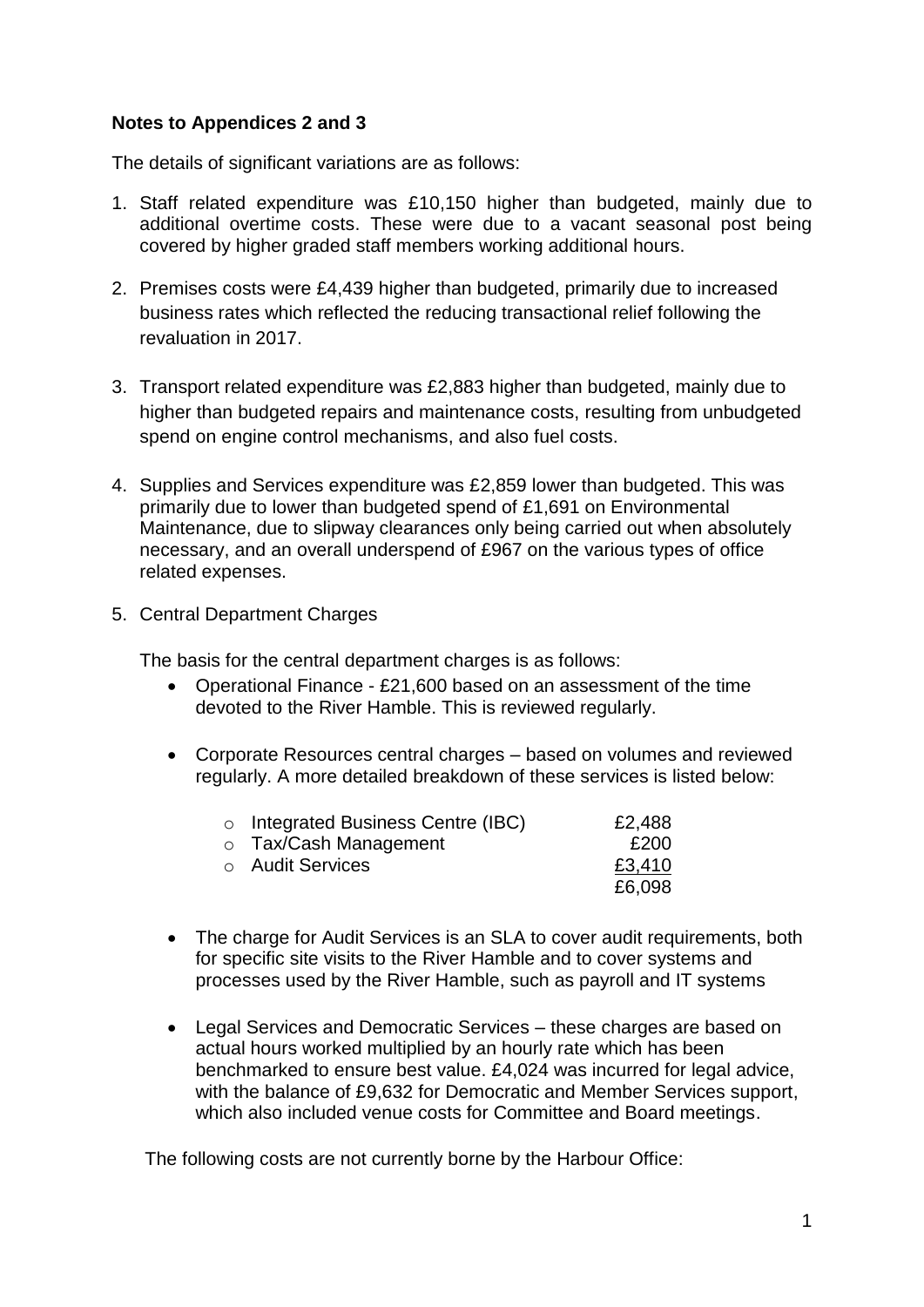**Notes to Appendices 2 and 3**

The details of significant variations are as follows:

1. Staff related expenditure was £10,150 higher than budgeted, mainly due to additional overtime costs. These were due to a vacant seasonal post being covered by higher graded staff members working additional hours.

2. Premises costs were £4,439 higher than budgeted, primarily due to increased business rates which reflected the reducing transactional relief following the revaluation in 2017.

3. Transport related expenditure was £2,883 higher than budgeted, mainly due to higher than budgeted repairs and maintenance costs, resulting from unbudgeted spend on engine control mechanisms, and also fuel costs.

4. Supplies and Services expenditure was £2,859 lower than budgeted. This was primarily due to lower than budgeted spend of £1,691 on Environmental Maintenance, due to slipway clearances only being carried out when absolutely necessary, and an overall underspend of £967 on the various types of office related expenses.

5. Central Department Charges

   The basis for the central department charges is as follows:

   - Operational Finance - £21,600 based on an assessment of the time devoted to the River Hamble. This is reviewed regularly.

   - Corporate Resources central charges – based on volumes and reviewed regularly. A more detailed breakdown of these services is listed below:

     | | |
     |---|---|
     | Integrated Business Centre (IBC) | £2,488 |
     | Tax/Cash Management | £200 |
     | Audit Services | £3,410 |
     | | £6,098 |

   - The charge for Audit Services is an SLA to cover audit requirements, both for specific site visits to the River Hamble and to cover systems and processes used by the River Hamble, such as payroll and IT systems

   - Legal Services and Democratic Services – these charges are based on actual hours worked multiplied by an hourly rate which has been benchmarked to ensure best value. £4,024 was incurred for legal advice, with the balance of £9,632 for Democratic and Member Services support, which also included venue costs for Committee and Board meetings.

   The following costs are not currently borne by the Harbour Office: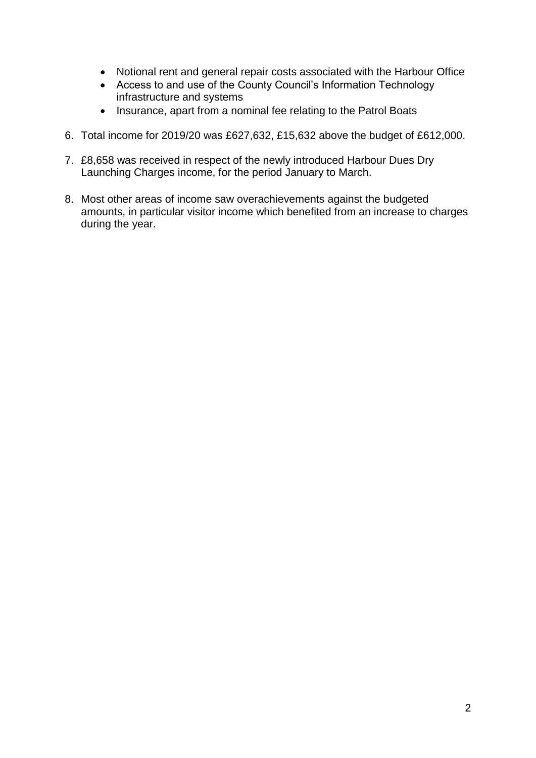- Notional rent and general repair costs associated with the Harbour Office
- Access to and use of the County Council's Information Technology infrastructure and systems
- Insurance, apart from a nominal fee relating to the Patrol Boats

6. Total income for 2019/20 was £627,632, £15,632 above the budget of £612,000.

7. £8,658 was received in respect of the newly introduced Harbour Dues Dry Launching Charges income, for the period January to March.

8. Most other areas of income saw overachievements against the budgeted amounts, in particular visitor income which benefited from an increase to charges during the year.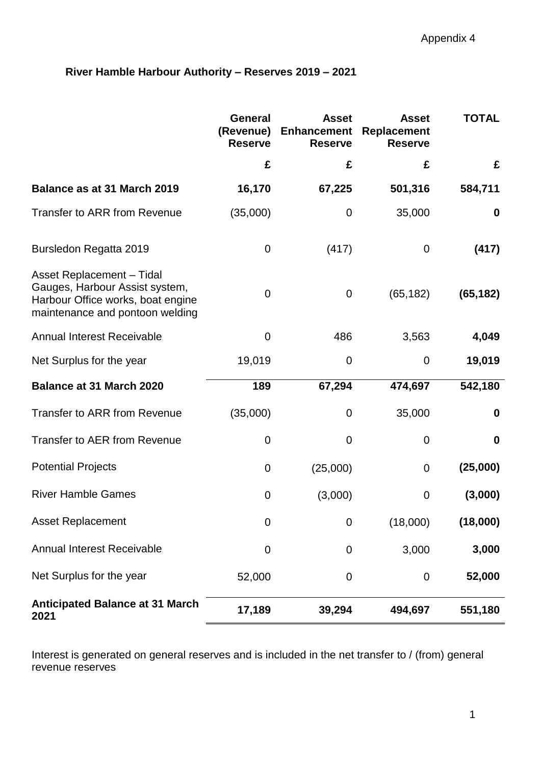Appendix 4

## River Hamble Harbour Authority – Reserves 2019 – 2021

| | General (Revenue) Reserve | Asset Enhancement Reserve | Asset Replacement Reserve | TOTAL |
|---|---|---|---|---|
| | £ | £ | £ | £ |
| **Balance as at 31 March 2019** | **16,170** | **67,225** | **501,316** | **584,711** |
| Transfer to ARR from Revenue | (35,000) | 0 | 35,000 | **0** |
| Bursledon Regatta 2019 | 0 | (417) | 0 | **(417)** |
| Asset Replacement – Tidal Gauges, Harbour Assist system, Harbour Office works, boat engine maintenance and pontoon welding | 0 | 0 | (65,182) | **(65,182)** |
| Annual Interest Receivable | 0 | 486 | 3,563 | **4,049** |
| Net Surplus for the year | 19,019 | 0 | 0 | **19,019** |
| **Balance at 31 March 2020** | **189** | **67,294** | **474,697** | **542,180** |
| Transfer to ARR from Revenue | (35,000) | 0 | 35,000 | **0** |
| Transfer to AER from Revenue | 0 | 0 | 0 | **0** |
| Potential Projects | 0 | (25,000) | 0 | **(25,000)** |
| River Hamble Games | 0 | (3,000) | 0 | **(3,000)** |
| Asset Replacement | 0 | 0 | (18,000) | **(18,000)** |
| Annual Interest Receivable | 0 | 0 | 3,000 | **3,000** |
| Net Surplus for the year | 52,000 | 0 | 0 | **52,000** |
| **Anticipated Balance at 31 March 2021** | **17,189** | **39,294** | **494,697** | **551,180** |

Interest is generated on general reserves and is included in the net transfer to / (from) general revenue reserves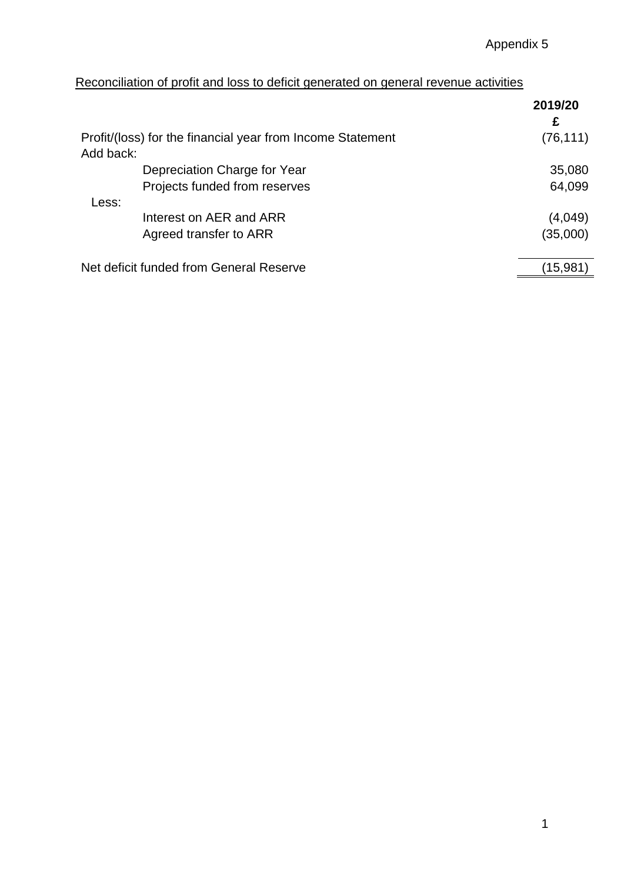Appendix 5

<u>Reconciliation of profit and loss to deficit generated on general revenue activities</u>

| | | **2019/20** |
|---|---|---|
| | | **£** |
| Profit/(loss) for the financial year from Income Statement | | (76,111) |
| Add back: | | |
| | Depreciation Charge for Year | 35,080 |
| | Projects funded from reserves | 64,099 |
| Less: | | |
| | Interest on AER and ARR | (4,049) |
| | Agreed transfer to ARR | (35,000) |
| | | |
| Net deficit funded from General Reserve | | (15,981) |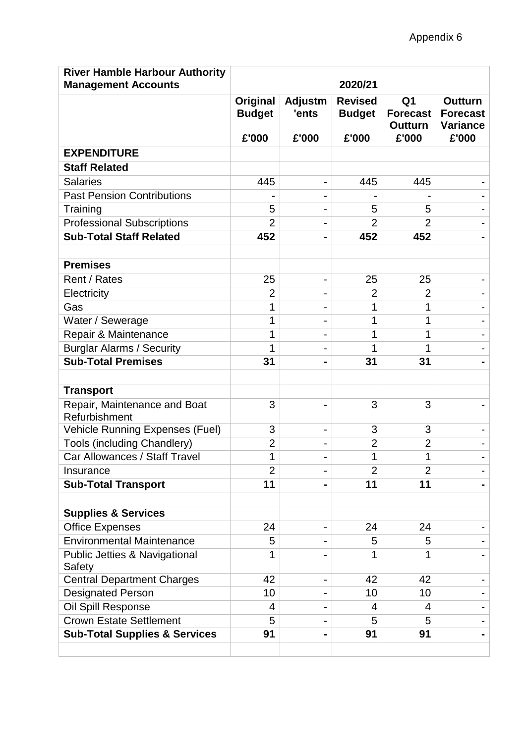Appendix 6

| River Hamble Harbour Authority Management Accounts | 2020/21 | | | | |
|---|---|---|---|---|---|
| | **Original Budget** | **Adjustm'ents** | **Revised Budget** | **Q1 Forecast Outturn** | **Outturn Forecast Variance** |
| | **£'000** | **£'000** | **£'000** | **£'000** | **£'000** |
| **EXPENDITURE** | | | | | |
| **Staff Related** | | | | | |
| Salaries | 445 | - | 445 | 445 | - |
| Past Pension Contributions | - | - | - | - | - |
| Training | 5 | - | 5 | 5 | - |
| Professional Subscriptions | 2 | - | 2 | 2 | - |
| **Sub-Total Staff Related** | **452** | **-** | **452** | **452** | **-** |
| | | | | | |
| **Premises** | | | | | |
| Rent / Rates | 25 | - | 25 | 25 | - |
| Electricity | 2 | - | 2 | 2 | - |
| Gas | 1 | - | 1 | 1 | - |
| Water / Sewerage | 1 | - | 1 | 1 | - |
| Repair & Maintenance | 1 | - | 1 | 1 | - |
| Burglar Alarms / Security | 1 | - | 1 | 1 | - |
| **Sub-Total Premises** | **31** | **-** | **31** | **31** | **-** |
| | | | | | |
| **Transport** | | | | | |
| Repair, Maintenance and Boat Refurbishment | 3 | - | 3 | 3 | - |
| Vehicle Running Expenses (Fuel) | 3 | - | 3 | 3 | - |
| Tools (including Chandlery) | 2 | - | 2 | 2 | - |
| Car Allowances / Staff Travel | 1 | - | 1 | 1 | - |
| Insurance | 2 | - | 2 | 2 | - |
| **Sub-Total Transport** | **11** | **-** | **11** | **11** | **-** |
| | | | | | |
| **Supplies & Services** | | | | | |
| Office Expenses | 24 | - | 24 | 24 | - |
| Environmental Maintenance | 5 | - | 5 | 5 | - |
| Public Jetties & Navigational Safety | 1 | - | 1 | 1 | - |
| Central Department Charges | 42 | - | 42 | 42 | - |
| Designated Person | 10 | - | 10 | 10 | - |
| Oil Spill Response | 4 | - | 4 | 4 | - |
| Crown Estate Settlement | 5 | - | 5 | 5 | - |
| **Sub-Total Supplies & Services** | **91** | **-** | **91** | **91** | **-** |
| | | | | | |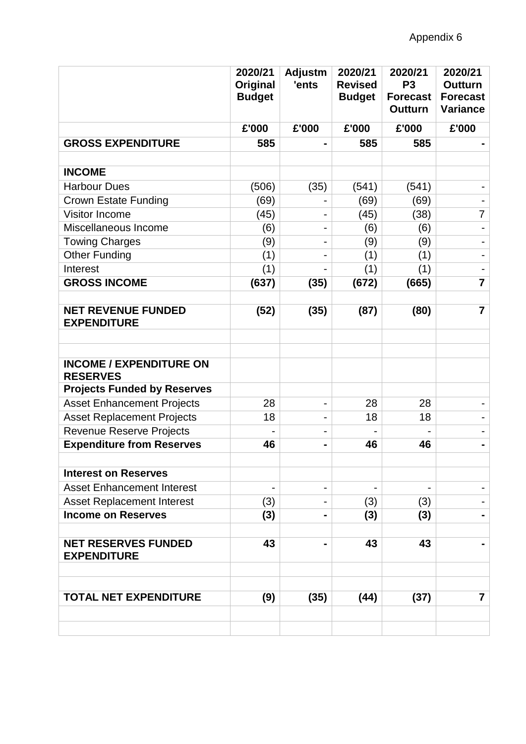Appendix 6

| | 2020/21 Original Budget | Adjustm 'ents | 2020/21 Revised Budget | 2020/21 P3 Forecast Outturn | 2020/21 Outturn Forecast Variance |
|---|---|---|---|---|---|
| | £'000 | £'000 | £'000 | £'000 | £'000 |
| **GROSS EXPENDITURE** | **585** | **-** | **585** | **585** | **-** |
| | | | | | |
| **INCOME** | | | | | |
| Harbour Dues | (506) | (35) | (541) | (541) | - |
| Crown Estate Funding | (69) | - | (69) | (69) | - |
| Visitor Income | (45) | - | (45) | (38) | 7 |
| Miscellaneous Income | (6) | - | (6) | (6) | - |
| Towing Charges | (9) | - | (9) | (9) | - |
| Other Funding | (1) | - | (1) | (1) | - |
| Interest | (1) | - | (1) | (1) | - |
| **GROSS INCOME** | **(637)** | **(35)** | **(672)** | **(665)** | **7** |
| | | | | | |
| **NET REVENUE FUNDED EXPENDITURE** | **(52)** | **(35)** | **(87)** | **(80)** | **7** |
| | | | | | |
| | | | | | |
| **INCOME / EXPENDITURE ON RESERVES** | | | | | |
| **Projects Funded by Reserves** | | | | | |
| Asset Enhancement Projects | 28 | - | 28 | 28 | - |
| Asset Replacement Projects | 18 | - | 18 | 18 | - |
| Revenue Reserve Projects | - | - | - | - | - |
| **Expenditure from Reserves** | **46** | **-** | **46** | **46** | **-** |
| | | | | | |
| **Interest on Reserves** | | | | | |
| Asset Enhancement Interest | - | - | - | - | - |
| Asset Replacement Interest | (3) | - | (3) | (3) | - |
| **Income on Reserves** | **(3)** | **-** | **(3)** | **(3)** | **-** |
| | | | | | |
| **NET RESERVES FUNDED EXPENDITURE** | **43** | **-** | **43** | **43** | **-** |
| | | | | | |
| | | | | | |
| **TOTAL NET EXPENDITURE** | **(9)** | **(35)** | **(44)** | **(37)** | **7** |
| | | | | | |
| | | | | | |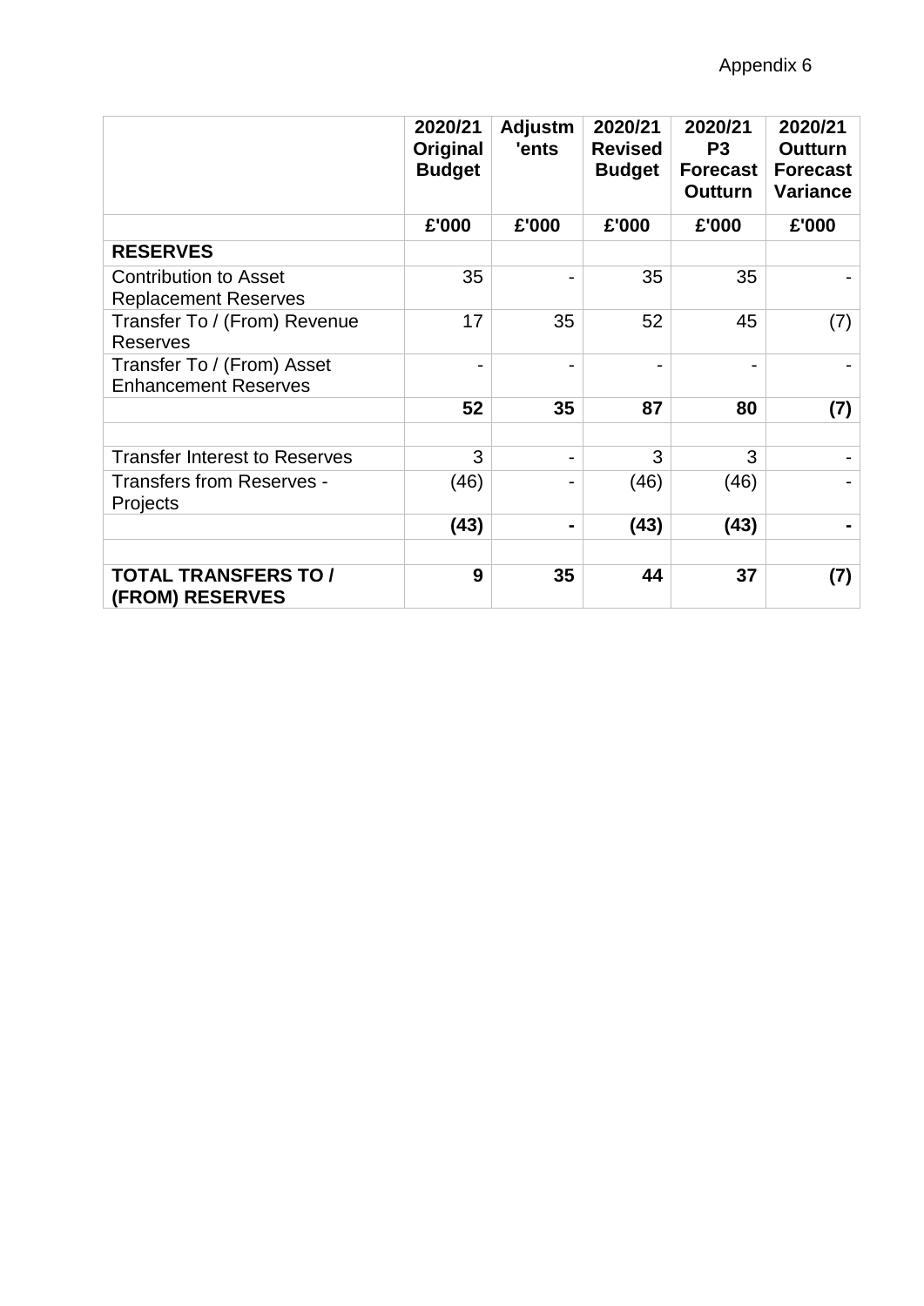Appendix 6

| | 2020/21 Original Budget | Adjustm'ents | 2020/21 Revised Budget | 2020/21 P3 Forecast Outturn | 2020/21 Outturn Forecast Variance |
|---|---|---|---|---|---|
| | **£'000** | **£'000** | **£'000** | **£'000** | **£'000** |
| **RESERVES** | | | | | |
| Contribution to Asset Replacement Reserves | 35 | - | 35 | 35 | - |
| Transfer To / (From) Revenue Reserves | 17 | 35 | 52 | 45 | (7) |
| Transfer To / (From) Asset Enhancement Reserves | - | - | - | - | - |
| | **52** | **35** | **87** | **80** | **(7)** |
| | | | | | |
| Transfer Interest to Reserves | 3 | - | 3 | 3 | - |
| Transfers from Reserves - Projects | (46) | - | (46) | (46) | - |
| | **(43)** | **-** | **(43)** | **(43)** | **-** |
| | | | | | |
| **TOTAL TRANSFERS TO / (FROM) RESERVES** | **9** | **35** | **44** | **37** | **(7)** |